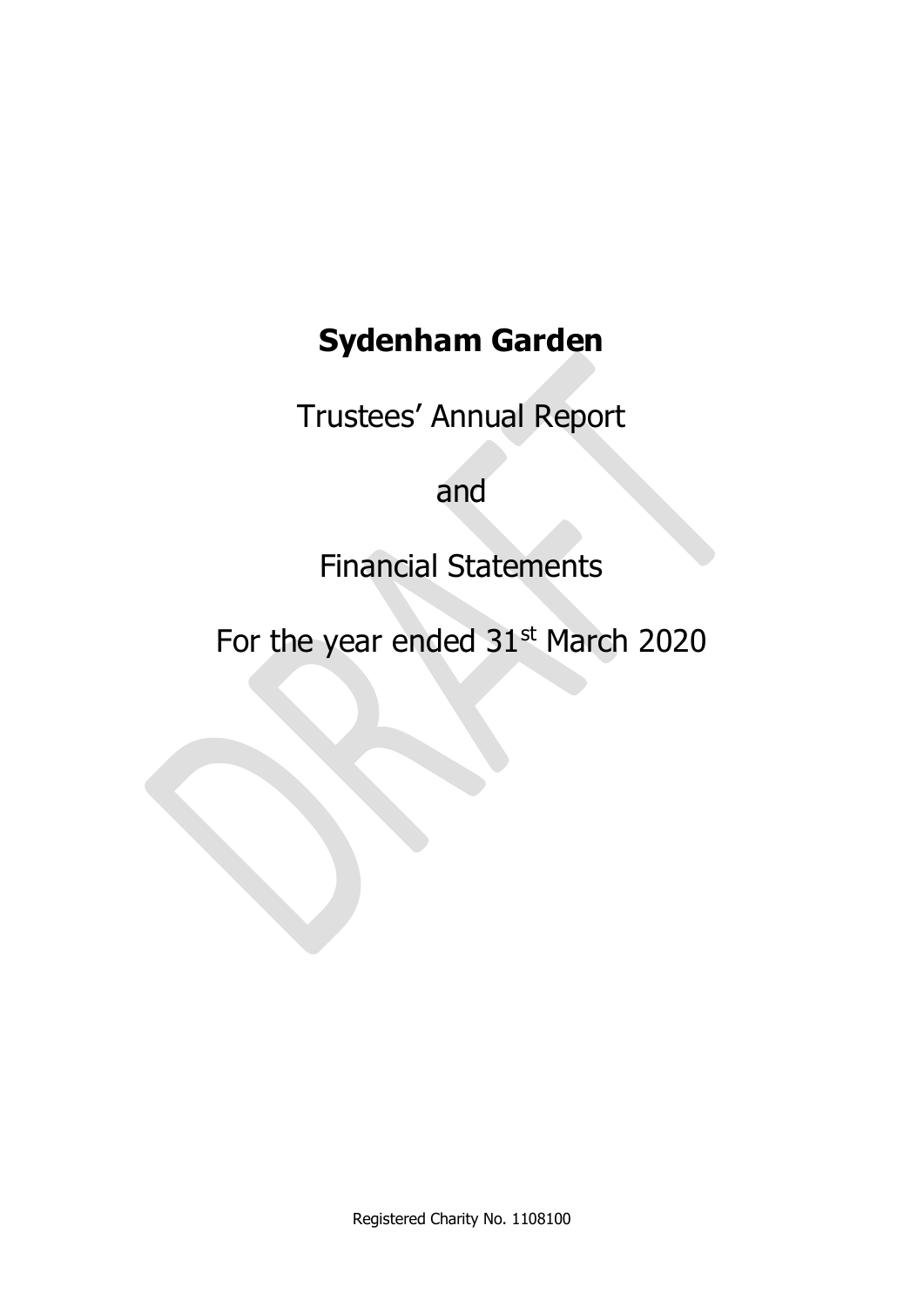# Sydenham Garden

Trustees' Annual Report

and

Financial Statements

For the year ended 31st March 2020

Registered Charity No. 1108100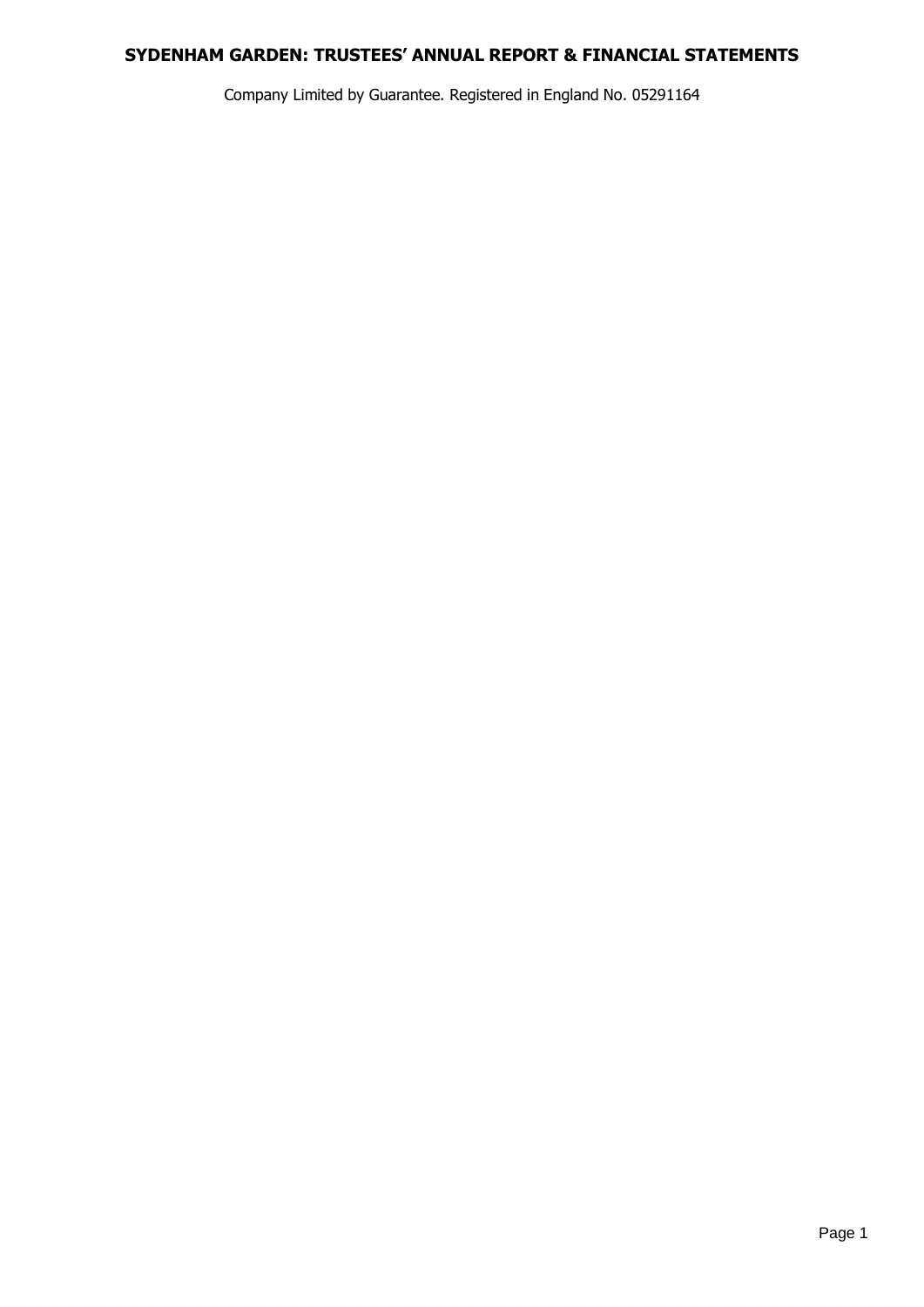# SYDENHAM GARDEN: TRUSTEES' ANNUAL REPORT & FINANCIAL STATEMENTS

Company Limited by Guarantee. Registered in England No. 05291164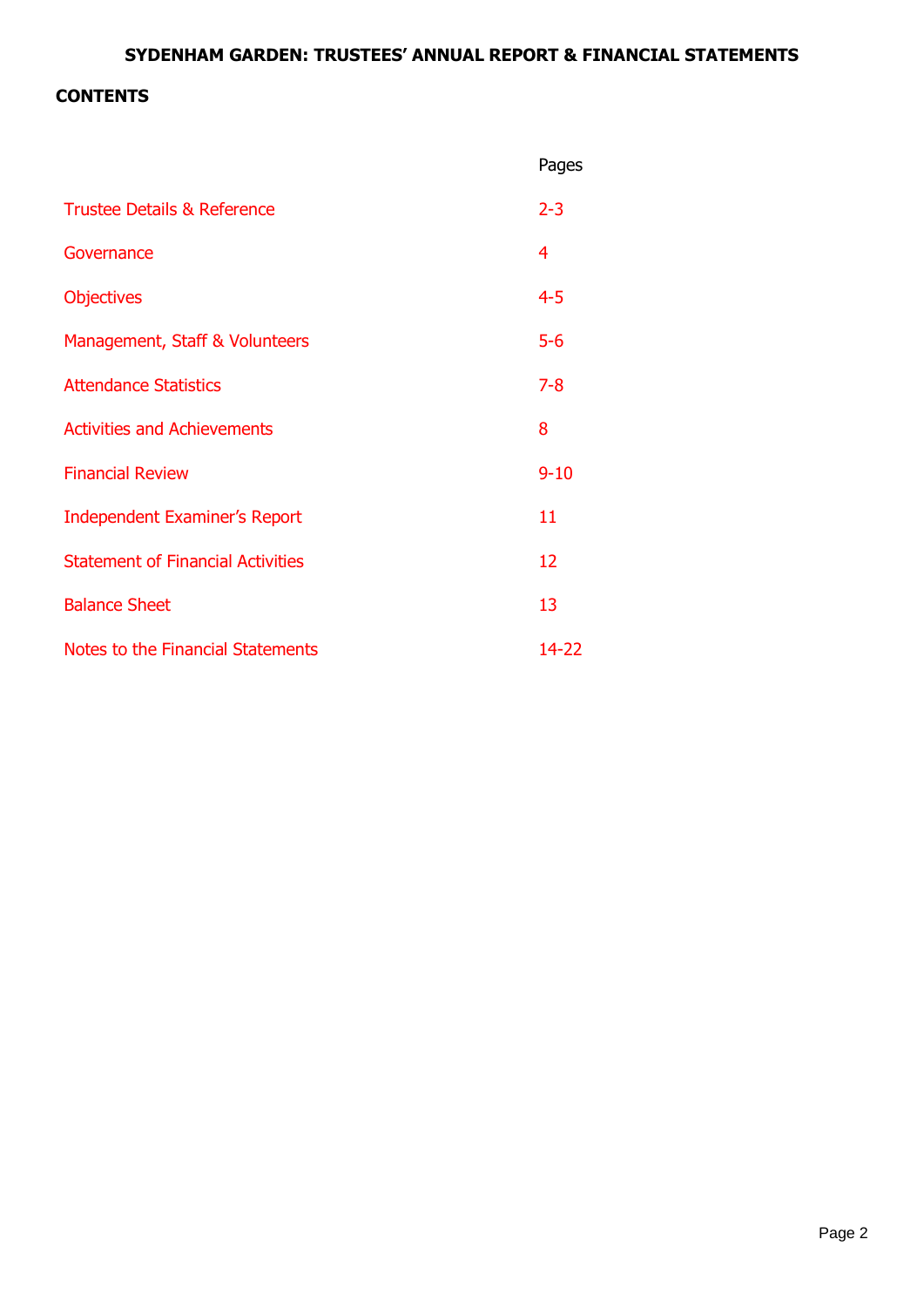# SYDENHAM GARDEN: TRUSTEES' ANNUAL REPORT & FINANCIAL STATEMENTS

## CONTENTS

| | Pages |
|---|---|
| Trustee Details & Reference | 2-3 |
| Governance | 4 |
| Objectives | 4-5 |
| Management, Staff & Volunteers | 5-6 |
| Attendance Statistics | 7-8 |
| Activities and Achievements | 8 |
| Financial Review | 9-10 |
| Independent Examiner's Report | 11 |
| Statement of Financial Activities | 12 |
| Balance Sheet | 13 |
| Notes to the Financial Statements | 14-22 |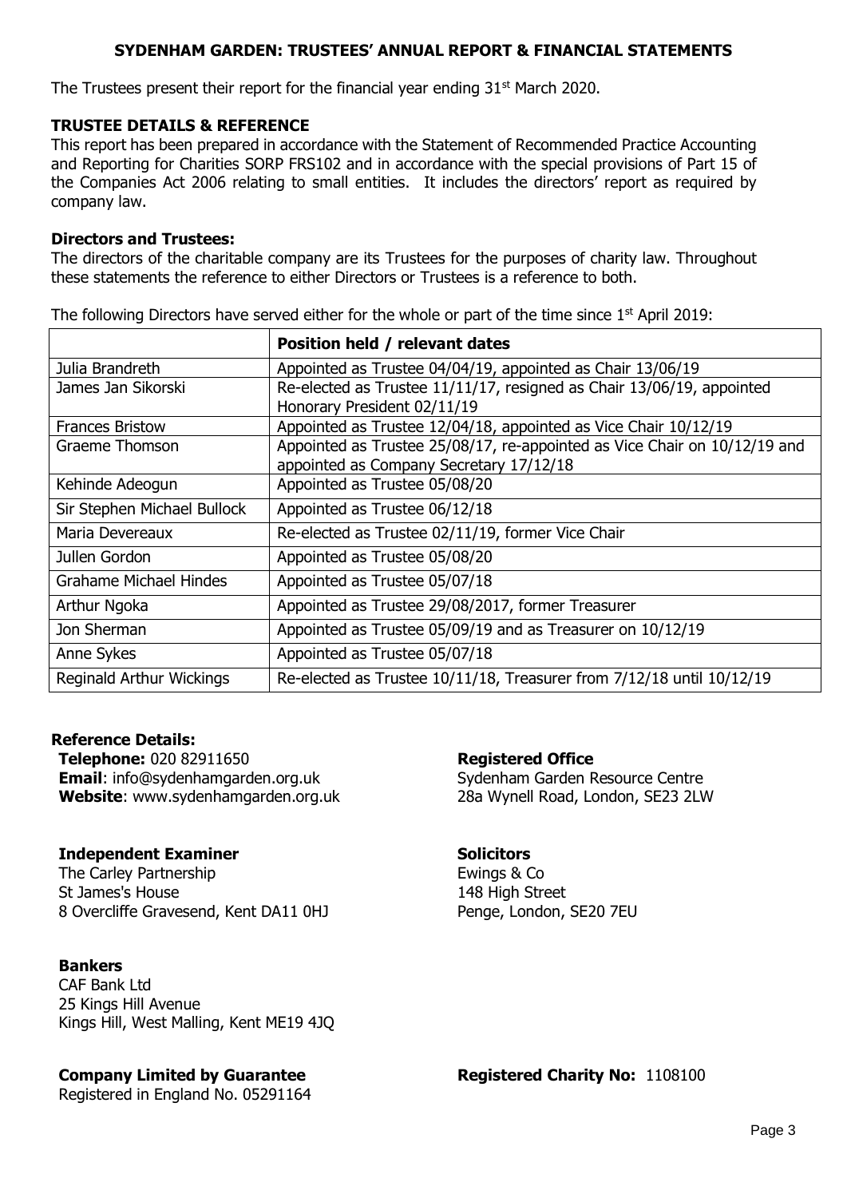## SYDENHAM GARDEN: TRUSTEES' ANNUAL REPORT & FINANCIAL STATEMENTS

The Trustees present their report for the financial year ending 31st March 2020.

### TRUSTEE DETAILS & REFERENCE

This report has been prepared in accordance with the Statement of Recommended Practice Accounting and Reporting for Charities SORP FRS102 and in accordance with the special provisions of Part 15 of the Companies Act 2006 relating to small entities. It includes the directors' report as required by company law.

### Directors and Trustees:

The directors of the charitable company are its Trustees for the purposes of charity law. Throughout these statements the reference to either Directors or Trustees is a reference to both.

The following Directors have served either for the whole or part of the time since 1st April 2019:

| | **Position held / relevant dates** |
|---|---|
| Julia Brandreth | Appointed as Trustee 04/04/19, appointed as Chair 13/06/19 |
| James Jan Sikorski | Re-elected as Trustee 11/11/17, resigned as Chair 13/06/19, appointed Honorary President 02/11/19 |
| Frances Bristow | Appointed as Trustee 12/04/18, appointed as Vice Chair 10/12/19 |
| Graeme Thomson | Appointed as Trustee 25/08/17, re-appointed as Vice Chair on 10/12/19 and appointed as Company Secretary 17/12/18 |
| Kehinde Adeogun | Appointed as Trustee 05/08/20 |
| Sir Stephen Michael Bullock | Appointed as Trustee 06/12/18 |
| Maria Devereaux | Re-elected as Trustee 02/11/19, former Vice Chair |
| Jullen Gordon | Appointed as Trustee 05/08/20 |
| Grahame Michael Hindes | Appointed as Trustee 05/07/18 |
| Arthur Ngoka | Appointed as Trustee 29/08/2017, former Treasurer |
| Jon Sherman | Appointed as Trustee 05/09/19 and as Treasurer on 10/12/19 |
| Anne Sykes | Appointed as Trustee 05/07/18 |
| Reginald Arthur Wickings | Re-elected as Trustee 10/11/18, Treasurer from 7/12/18 until 10/12/19 |

### Reference Details:

**Telephone:** 020 82911650
**Email**: info@sydenhamgarden.org.uk
**Website**: www.sydenhamgarden.org.uk

**Registered Office**
Sydenham Garden Resource Centre
28a Wynell Road, London, SE23 2LW

**Independent Examiner**
The Carley Partnership
St James's House
8 Overcliffe Gravesend, Kent DA11 0HJ

**Solicitors**
Ewings & Co
148 High Street
Penge, London, SE20 7EU

**Bankers**
CAF Bank Ltd
25 Kings Hill Avenue
Kings Hill, West Malling, Kent ME19 4JQ

**Company Limited by Guarantee**
Registered in England No. 05291164

**Registered Charity No:** 1108100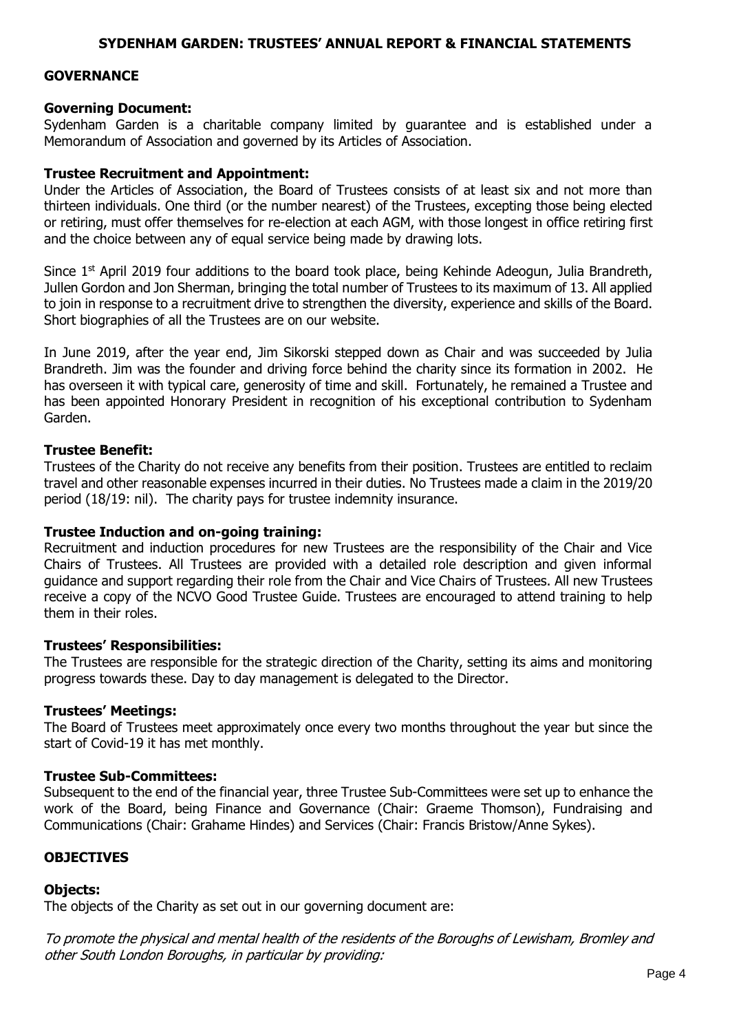## GOVERNANCE

**Governing Document:**
Sydenham Garden is a charitable company limited by guarantee and is established under a Memorandum of Association and governed by its Articles of Association.

**Trustee Recruitment and Appointment:**
Under the Articles of Association, the Board of Trustees consists of at least six and not more than thirteen individuals. One third (or the number nearest) of the Trustees, excepting those being elected or retiring, must offer themselves for re-election at each AGM, with those longest in office retiring first and the choice between any of equal service being made by drawing lots.

Since 1st April 2019 four additions to the board took place, being Kehinde Adeogun, Julia Brandreth, Jullen Gordon and Jon Sherman, bringing the total number of Trustees to its maximum of 13. All applied to join in response to a recruitment drive to strengthen the diversity, experience and skills of the Board. Short biographies of all the Trustees are on our website.

In June 2019, after the year end, Jim Sikorski stepped down as Chair and was succeeded by Julia Brandreth. Jim was the founder and driving force behind the charity since its formation in 2002. He has overseen it with typical care, generosity of time and skill. Fortunately, he remained a Trustee and has been appointed Honorary President in recognition of his exceptional contribution to Sydenham Garden.

**Trustee Benefit:**
Trustees of the Charity do not receive any benefits from their position. Trustees are entitled to reclaim travel and other reasonable expenses incurred in their duties. No Trustees made a claim in the 2019/20 period (18/19: nil). The charity pays for trustee indemnity insurance.

**Trustee Induction and on-going training:**
Recruitment and induction procedures for new Trustees are the responsibility of the Chair and Vice Chairs of Trustees. All Trustees are provided with a detailed role description and given informal guidance and support regarding their role from the Chair and Vice Chairs of Trustees. All new Trustees receive a copy of the NCVO Good Trustee Guide. Trustees are encouraged to attend training to help them in their roles.

**Trustees' Responsibilities:**
The Trustees are responsible for the strategic direction of the Charity, setting its aims and monitoring progress towards these. Day to day management is delegated to the Director.

**Trustees' Meetings:**
The Board of Trustees meet approximately once every two months throughout the year but since the start of Covid-19 it has met monthly.

**Trustee Sub-Committees:**
Subsequent to the end of the financial year, three Trustee Sub-Committees were set up to enhance the work of the Board, being Finance and Governance (Chair: Graeme Thomson), Fundraising and Communications (Chair: Grahame Hindes) and Services (Chair: Francis Bristow/Anne Sykes).

## OBJECTIVES

**Objects:**
The objects of the Charity as set out in our governing document are:

*To promote the physical and mental health of the residents of the Boroughs of Lewisham, Bromley and other South London Boroughs, in particular by providing:*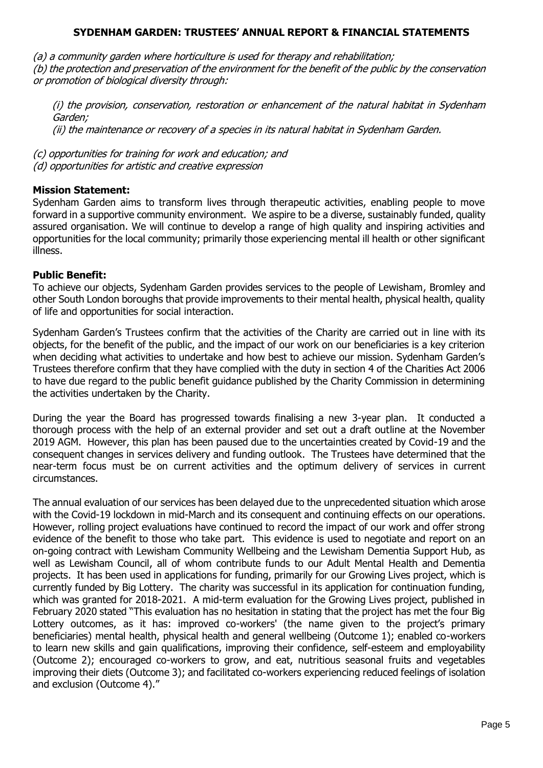*(a) a community garden where horticulture is used for therapy and rehabilitation;*
*(b) the protection and preservation of the environment for the benefit of the public by the conservation or promotion of biological diversity through:*

> *(i) the provision, conservation, restoration or enhancement of the natural habitat in Sydenham Garden;*
> *(ii) the maintenance or recovery of a species in its natural habitat in Sydenham Garden.*

*(c) opportunities for training for work and education; and*
*(d) opportunities for artistic and creative expression*

**Mission Statement:**
Sydenham Garden aims to transform lives through therapeutic activities, enabling people to move forward in a supportive community environment. We aspire to be a diverse, sustainably funded, quality assured organisation. We will continue to develop a range of high quality and inspiring activities and opportunities for the local community; primarily those experiencing mental ill health or other significant illness.

**Public Benefit:**
To achieve our objects, Sydenham Garden provides services to the people of Lewisham, Bromley and other South London boroughs that provide improvements to their mental health, physical health, quality of life and opportunities for social interaction.

Sydenham Garden's Trustees confirm that the activities of the Charity are carried out in line with its objects, for the benefit of the public, and the impact of our work on our beneficiaries is a key criterion when deciding what activities to undertake and how best to achieve our mission. Sydenham Garden's Trustees therefore confirm that they have complied with the duty in section 4 of the Charities Act 2006 to have due regard to the public benefit guidance published by the Charity Commission in determining the activities undertaken by the Charity.

During the year the Board has progressed towards finalising a new 3-year plan. It conducted a thorough process with the help of an external provider and set out a draft outline at the November 2019 AGM. However, this plan has been paused due to the uncertainties created by Covid-19 and the consequent changes in services delivery and funding outlook. The Trustees have determined that the near-term focus must be on current activities and the optimum delivery of services in current circumstances.

The annual evaluation of our services has been delayed due to the unprecedented situation which arose with the Covid-19 lockdown in mid-March and its consequent and continuing effects on our operations. However, rolling project evaluations have continued to record the impact of our work and offer strong evidence of the benefit to those who take part. This evidence is used to negotiate and report on an on-going contract with Lewisham Community Wellbeing and the Lewisham Dementia Support Hub, as well as Lewisham Council, all of whom contribute funds to our Adult Mental Health and Dementia projects. It has been used in applications for funding, primarily for our Growing Lives project, which is currently funded by Big Lottery. The charity was successful in its application for continuation funding, which was granted for 2018-2021. A mid-term evaluation for the Growing Lives project, published in February 2020 stated "This evaluation has no hesitation in stating that the project has met the four Big Lottery outcomes, as it has: improved co-workers' (the name given to the project's primary beneficiaries) mental health, physical health and general wellbeing (Outcome 1); enabled co-workers to learn new skills and gain qualifications, improving their confidence, self-esteem and employability (Outcome 2); encouraged co-workers to grow, and eat, nutritious seasonal fruits and vegetables improving their diets (Outcome 3); and facilitated co-workers experiencing reduced feelings of isolation and exclusion (Outcome 4)."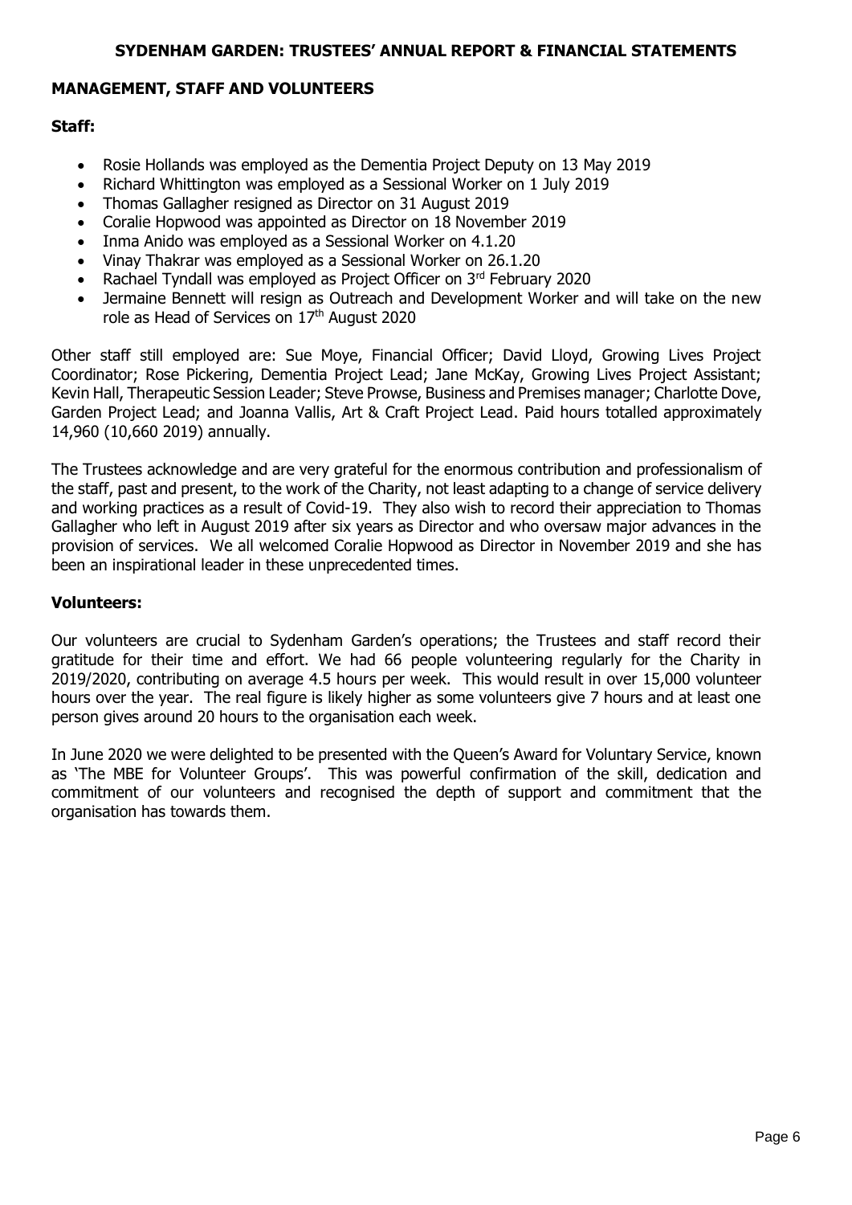## MANAGEMENT, STAFF AND VOLUNTEERS

### Staff:

- Rosie Hollands was employed as the Dementia Project Deputy on 13 May 2019
- Richard Whittington was employed as a Sessional Worker on 1 July 2019
- Thomas Gallagher resigned as Director on 31 August 2019
- Coralie Hopwood was appointed as Director on 18 November 2019
- Inma Anido was employed as a Sessional Worker on 4.1.20
- Vinay Thakrar was employed as a Sessional Worker on 26.1.20
- Rachael Tyndall was employed as Project Officer on 3rd February 2020
- Jermaine Bennett will resign as Outreach and Development Worker and will take on the new role as Head of Services on 17th August 2020

Other staff still employed are: Sue Moye, Financial Officer; David Lloyd, Growing Lives Project Coordinator; Rose Pickering, Dementia Project Lead; Jane McKay, Growing Lives Project Assistant; Kevin Hall, Therapeutic Session Leader; Steve Prowse, Business and Premises manager; Charlotte Dove, Garden Project Lead; and Joanna Vallis, Art & Craft Project Lead. Paid hours totalled approximately 14,960 (10,660 2019) annually.

The Trustees acknowledge and are very grateful for the enormous contribution and professionalism of the staff, past and present, to the work of the Charity, not least adapting to a change of service delivery and working practices as a result of Covid-19. They also wish to record their appreciation to Thomas Gallagher who left in August 2019 after six years as Director and who oversaw major advances in the provision of services. We all welcomed Coralie Hopwood as Director in November 2019 and she has been an inspirational leader in these unprecedented times.

### Volunteers:

Our volunteers are crucial to Sydenham Garden's operations; the Trustees and staff record their gratitude for their time and effort. We had 66 people volunteering regularly for the Charity in 2019/2020, contributing on average 4.5 hours per week. This would result in over 15,000 volunteer hours over the year. The real figure is likely higher as some volunteers give 7 hours and at least one person gives around 20 hours to the organisation each week.

In June 2020 we were delighted to be presented with the Queen's Award for Voluntary Service, known as 'The MBE for Volunteer Groups'. This was powerful confirmation of the skill, dedication and commitment of our volunteers and recognised the depth of support and commitment that the organisation has towards them.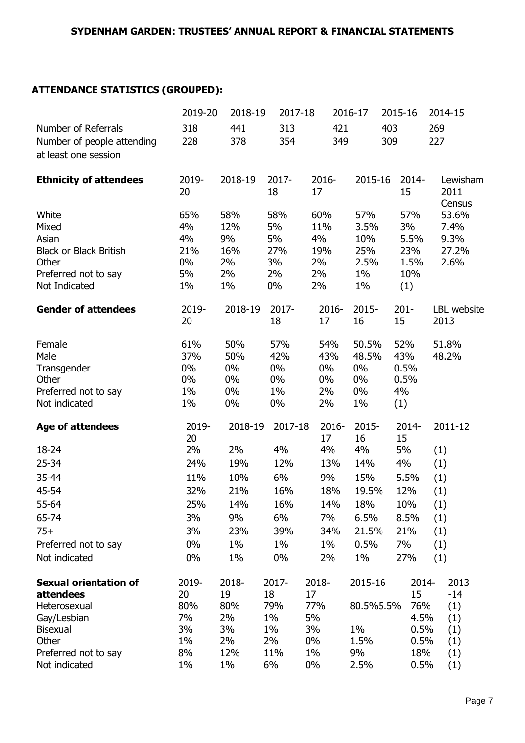## ATTENDANCE STATISTICS (GROUPED):

| | 2019-20 | 2018-19 | 2017-18 | 2016-17 | 2015-16 | 2014-15 |
|---|---|---|---|---|---|---|
| Number of Referrals | 318 | 441 | 313 | 421 | 403 | 269 |
| Number of people attending at least one session | 228 | 378 | 354 | 349 | 309 | 227 |

| **Ethnicity of attendees** | 2019-20 | 2018-19 | 2017-18 | 2016-17 | 2015-16 | 2014-15 | Lewisham 2011 Census |
|---|---|---|---|---|---|---|---|
| White | 65% | 58% | 58% | 60% | 57% | 57% | 53.6% |
| Mixed | 4% | 12% | 5% | 11% | 3.5% | 3% | 7.4% |
| Asian | 4% | 9% | 5% | 4% | 10% | 5.5% | 9.3% |
| Black or Black British | 21% | 16% | 27% | 19% | 25% | 23% | 27.2% |
| Other | 0% | 2% | 3% | 2% | 2.5% | 1.5% | 2.6% |
| Preferred not to say | 5% | 2% | 2% | 2% | 1% | 10% | |
| Not Indicated | 1% | 1% | 0% | 2% | 1% | (1) | |

| **Gender of attendees** | 2019-20 | 2018-19 | 2017-18 | 2016-17 | 2015-16 | 201-15 | LBL website 2013 |
|---|---|---|---|---|---|---|---|
| Female | 61% | 50% | 57% | 54% | 50.5% | 52% | 51.8% |
| Male | 37% | 50% | 42% | 43% | 48.5% | 43% | 48.2% |
| Transgender | 0% | 0% | 0% | 0% | 0% | 0.5% | |
| Other | 0% | 0% | 0% | 0% | 0% | 0.5% | |
| Preferred not to say | 1% | 0% | 1% | 2% | 0% | 4% | |
| Not indicated | 1% | 0% | 0% | 2% | 1% | (1) | |

| **Age of attendees** | 2019-20 | 2018-19 | 2017-18 | 2016-17 | 2015-16 | 2014-15 | 2011-12 |
|---|---|---|---|---|---|---|---|
| 18-24 | 2% | 2% | 4% | 4% | 4% | 5% | (1) |
| 25-34 | 24% | 19% | 12% | 13% | 14% | 4% | (1) |
| 35-44 | 11% | 10% | 6% | 9% | 15% | 5.5% | (1) |
| 45-54 | 32% | 21% | 16% | 18% | 19.5% | 12% | (1) |
| 55-64 | 25% | 14% | 16% | 14% | 18% | 10% | (1) |
| 65-74 | 3% | 9% | 6% | 7% | 6.5% | 8.5% | (1) |
| 75+ | 3% | 23% | 39% | 34% | 21.5% | 21% | (1) |
| Preferred not to say | 0% | 1% | 1% | 1% | 0.5% | 7% | (1) |
| Not indicated | 0% | 1% | 0% | 2% | 1% | 27% | (1) |

| **Sexual orientation of attendees** | 2019-20 | 2018-19 | 2017-18 | 2018-17 | 2015-16 | 2014-15 | 2013-14 |
|---|---|---|---|---|---|---|---|
| Heterosexual | 80% | 80% | 79% | 77% | 80.5%5.5% | 76% | (1) |
| Gay/Lesbian | 7% | 2% | 1% | 5% | | 4.5% | (1) |
| Bisexual | 3% | 3% | 1% | 3% | 1% | 0.5% | (1) |
| Other | 1% | 2% | 2% | 0% | 1.5% | 0.5% | (1) |
| Preferred not to say | 8% | 12% | 11% | 1% | 9% | 18% | (1) |
| Not indicated | 1% | 1% | 6% | 0% | 2.5% | 0.5% | (1) |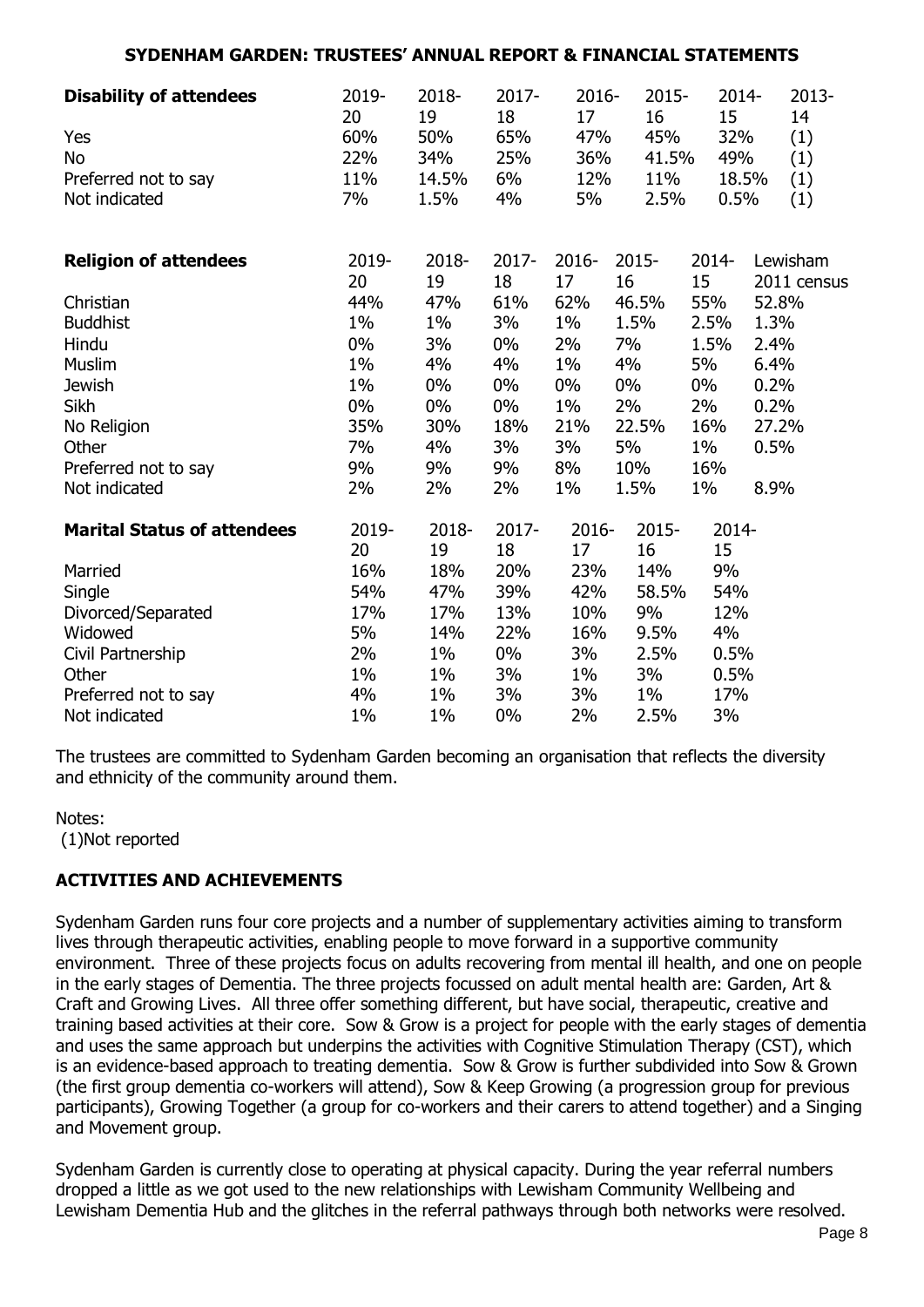| Disability of attendees | 2019-20 | 2018-19 | 2017-18 | 2016-17 | 2015-16 | 2014-15 | 2013-14 |
|---|---|---|---|---|---|---|---|
| Yes | 60% | 50% | 65% | 47% | 45% | 32% | (1) |
| No | 22% | 34% | 25% | 36% | 41.5% | 49% | (1) |
| Preferred not to say | 11% | 14.5% | 6% | 12% | 11% | 18.5% | (1) |
| Not indicated | 7% | 1.5% | 4% | 5% | 2.5% | 0.5% | (1) |

| Religion of attendees | 2019-20 | 2018-19 | 2017-18 | 2016-17 | 2015-16 | 2014-15 | Lewisham 2011 census |
|---|---|---|---|---|---|---|---|
| Christian | 44% | 47% | 61% | 62% | 46.5% | 55% | 52.8% |
| Buddhist | 1% | 1% | 3% | 1% | 1.5% | 2.5% | 1.3% |
| Hindu | 0% | 3% | 0% | 2% | 7% | 1.5% | 2.4% |
| Muslim | 1% | 4% | 4% | 1% | 4% | 5% | 6.4% |
| Jewish | 1% | 0% | 0% | 0% | 0% | 0% | 0.2% |
| Sikh | 0% | 0% | 0% | 1% | 2% | 2% | 0.2% |
| No Religion | 35% | 30% | 18% | 21% | 22.5% | 16% | 27.2% |
| Other | 7% | 4% | 3% | 3% | 5% | 1% | 0.5% |
| Preferred not to say | 9% | 9% | 9% | 8% | 10% | 16% | |
| Not indicated | 2% | 2% | 2% | 1% | 1.5% | 1% | 8.9% |

| Marital Status of attendees | 2019-20 | 2018-19 | 2017-18 | 2016-17 | 2015-16 | 2014-15 |
|---|---|---|---|---|---|---|
| Married | 16% | 18% | 20% | 23% | 14% | 9% |
| Single | 54% | 47% | 39% | 42% | 58.5% | 54% |
| Divorced/Separated | 17% | 17% | 13% | 10% | 9% | 12% |
| Widowed | 5% | 14% | 22% | 16% | 9.5% | 4% |
| Civil Partnership | 2% | 1% | 0% | 3% | 2.5% | 0.5% |
| Other | 1% | 1% | 3% | 1% | 3% | 0.5% |
| Preferred not to say | 4% | 1% | 3% | 3% | 1% | 17% |
| Not indicated | 1% | 1% | 0% | 2% | 2.5% | 3% |

The trustees are committed to Sydenham Garden becoming an organisation that reflects the diversity and ethnicity of the community around them.

Notes:
(1)Not reported

## ACTIVITIES AND ACHIEVEMENTS

Sydenham Garden runs four core projects and a number of supplementary activities aiming to transform lives through therapeutic activities, enabling people to move forward in a supportive community environment. Three of these projects focus on adults recovering from mental ill health, and one on people in the early stages of Dementia. The three projects focussed on adult mental health are: Garden, Art & Craft and Growing Lives. All three offer something different, but have social, therapeutic, creative and training based activities at their core. Sow & Grow is a project for people with the early stages of dementia and uses the same approach but underpins the activities with Cognitive Stimulation Therapy (CST), which is an evidence-based approach to treating dementia. Sow & Grow is further subdivided into Sow & Grown (the first group dementia co-workers will attend), Sow & Keep Growing (a progression group for previous participants), Growing Together (a group for co-workers and their carers to attend together) and a Singing and Movement group.

Sydenham Garden is currently close to operating at physical capacity. During the year referral numbers dropped a little as we got used to the new relationships with Lewisham Community Wellbeing and Lewisham Dementia Hub and the glitches in the referral pathways through both networks were resolved.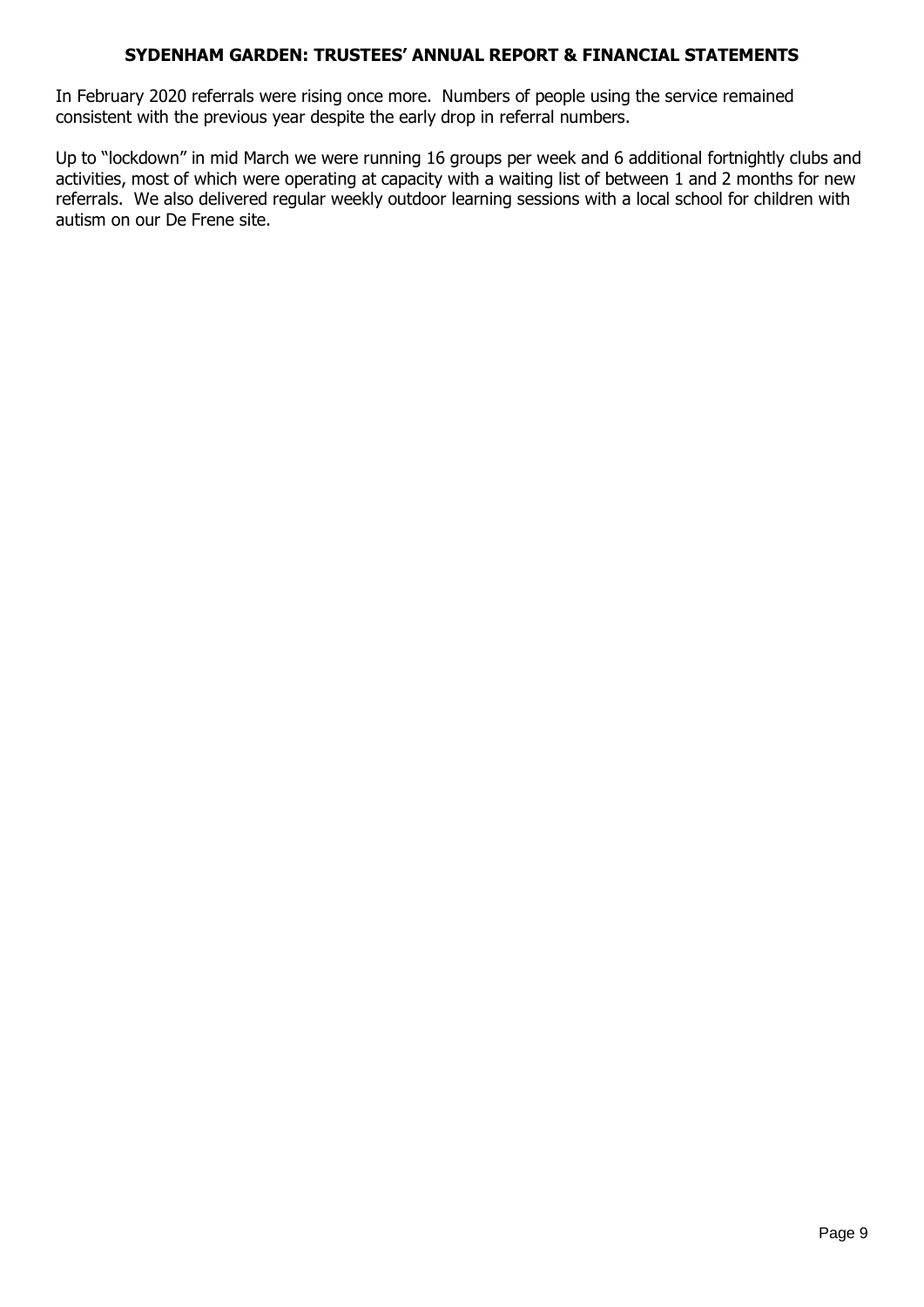In February 2020 referrals were rising once more. Numbers of people using the service remained consistent with the previous year despite the early drop in referral numbers.

Up to "lockdown" in mid March we were running 16 groups per week and 6 additional fortnightly clubs and activities, most of which were operating at capacity with a waiting list of between 1 and 2 months for new referrals. We also delivered regular weekly outdoor learning sessions with a local school for children with autism on our De Frene site.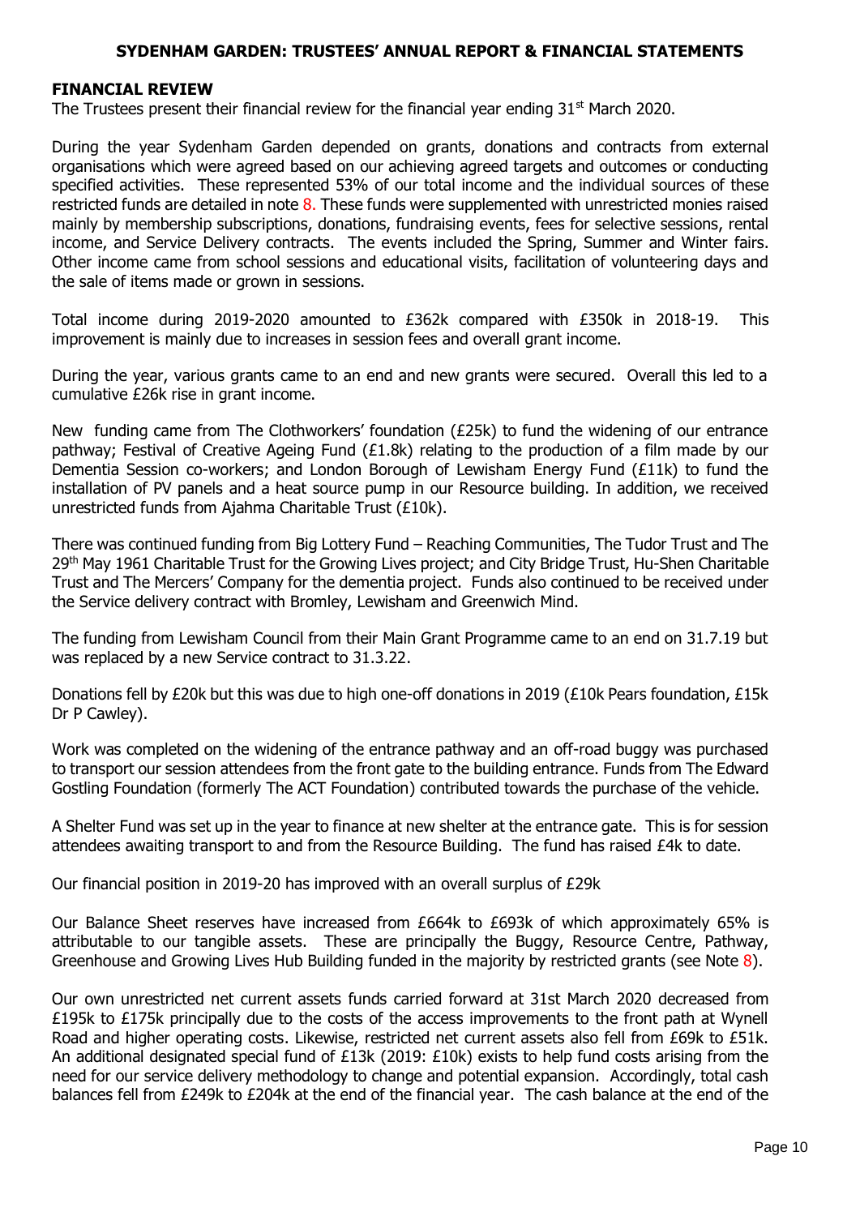## FINANCIAL REVIEW

The Trustees present their financial review for the financial year ending 31st March 2020.

During the year Sydenham Garden depended on grants, donations and contracts from external organisations which were agreed based on our achieving agreed targets and outcomes or conducting specified activities. These represented 53% of our total income and the individual sources of these restricted funds are detailed in note 8. These funds were supplemented with unrestricted monies raised mainly by membership subscriptions, donations, fundraising events, fees for selective sessions, rental income, and Service Delivery contracts. The events included the Spring, Summer and Winter fairs. Other income came from school sessions and educational visits, facilitation of volunteering days and the sale of items made or grown in sessions.

Total income during 2019-2020 amounted to £362k compared with £350k in 2018-19. This improvement is mainly due to increases in session fees and overall grant income.

During the year, various grants came to an end and new grants were secured. Overall this led to a cumulative £26k rise in grant income.

New funding came from The Clothworkers' foundation (£25k) to fund the widening of our entrance pathway; Festival of Creative Ageing Fund (£1.8k) relating to the production of a film made by our Dementia Session co-workers; and London Borough of Lewisham Energy Fund (£11k) to fund the installation of PV panels and a heat source pump in our Resource building. In addition, we received unrestricted funds from Ajahma Charitable Trust (£10k).

There was continued funding from Big Lottery Fund – Reaching Communities, The Tudor Trust and The 29th May 1961 Charitable Trust for the Growing Lives project; and City Bridge Trust, Hu-Shen Charitable Trust and The Mercers' Company for the dementia project. Funds also continued to be received under the Service delivery contract with Bromley, Lewisham and Greenwich Mind.

The funding from Lewisham Council from their Main Grant Programme came to an end on 31.7.19 but was replaced by a new Service contract to 31.3.22.

Donations fell by £20k but this was due to high one-off donations in 2019 (£10k Pears foundation, £15k Dr P Cawley).

Work was completed on the widening of the entrance pathway and an off-road buggy was purchased to transport our session attendees from the front gate to the building entrance. Funds from The Edward Gostling Foundation (formerly The ACT Foundation) contributed towards the purchase of the vehicle.

A Shelter Fund was set up in the year to finance at new shelter at the entrance gate. This is for session attendees awaiting transport to and from the Resource Building. The fund has raised £4k to date.

Our financial position in 2019-20 has improved with an overall surplus of £29k

Our Balance Sheet reserves have increased from £664k to £693k of which approximately 65% is attributable to our tangible assets. These are principally the Buggy, Resource Centre, Pathway, Greenhouse and Growing Lives Hub Building funded in the majority by restricted grants (see Note 8).

Our own unrestricted net current assets funds carried forward at 31st March 2020 decreased from £195k to £175k principally due to the costs of the access improvements to the front path at Wynell Road and higher operating costs. Likewise, restricted net current assets also fell from £69k to £51k. An additional designated special fund of £13k (2019: £10k) exists to help fund costs arising from the need for our service delivery methodology to change and potential expansion. Accordingly, total cash balances fell from £249k to £204k at the end of the financial year. The cash balance at the end of the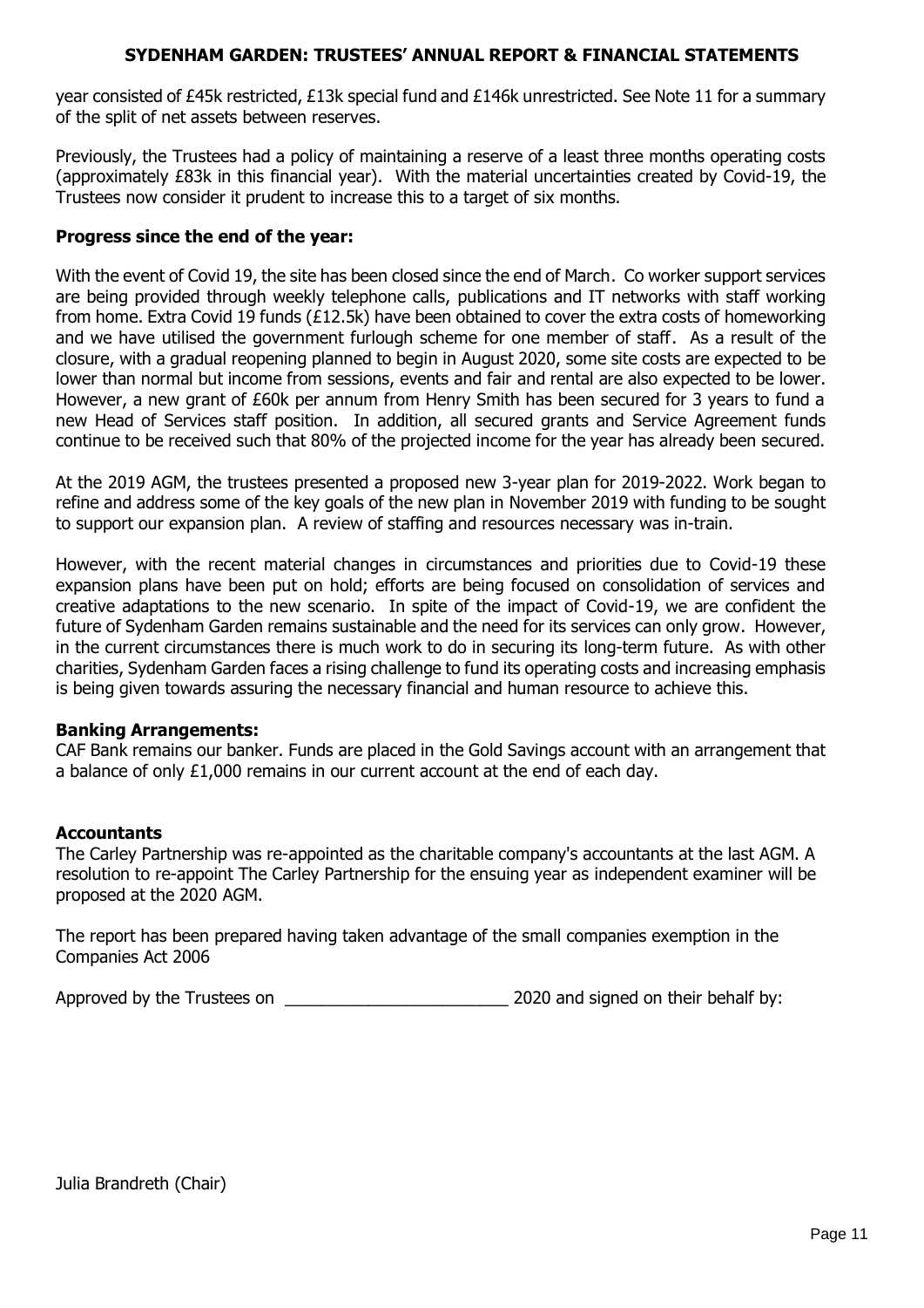year consisted of £45k restricted, £13k special fund and £146k unrestricted. See Note 11 for a summary of the split of net assets between reserves.

Previously, the Trustees had a policy of maintaining a reserve of a least three months operating costs (approximately £83k in this financial year). With the material uncertainties created by Covid-19, the Trustees now consider it prudent to increase this to a target of six months.

**Progress since the end of the year:**

With the event of Covid 19, the site has been closed since the end of March. Co worker support services are being provided through weekly telephone calls, publications and IT networks with staff working from home. Extra Covid 19 funds (£12.5k) have been obtained to cover the extra costs of homeworking and we have utilised the government furlough scheme for one member of staff. As a result of the closure, with a gradual reopening planned to begin in August 2020, some site costs are expected to be lower than normal but income from sessions, events and fair and rental are also expected to be lower. However, a new grant of £60k per annum from Henry Smith has been secured for 3 years to fund a new Head of Services staff position. In addition, all secured grants and Service Agreement funds continue to be received such that 80% of the projected income for the year has already been secured.

At the 2019 AGM, the trustees presented a proposed new 3-year plan for 2019-2022. Work began to refine and address some of the key goals of the new plan in November 2019 with funding to be sought to support our expansion plan. A review of staffing and resources necessary was in-train.

However, with the recent material changes in circumstances and priorities due to Covid-19 these expansion plans have been put on hold; efforts are being focused on consolidation of services and creative adaptations to the new scenario. In spite of the impact of Covid-19, we are confident the future of Sydenham Garden remains sustainable and the need for its services can only grow. However, in the current circumstances there is much work to do in securing its long-term future. As with other charities, Sydenham Garden faces a rising challenge to fund its operating costs and increasing emphasis is being given towards assuring the necessary financial and human resource to achieve this.

**Banking Arrangements:**
CAF Bank remains our banker. Funds are placed in the Gold Savings account with an arrangement that a balance of only £1,000 remains in our current account at the end of each day.

**Accountants**
The Carley Partnership was re-appointed as the charitable company's accountants at the last AGM. A resolution to re-appoint The Carley Partnership for the ensuing year as independent examiner will be proposed at the 2020 AGM.

The report has been prepared having taken advantage of the small companies exemption in the Companies Act 2006

Approved by the Trustees on ________________________ 2020 and signed on their behalf by:

Julia Brandreth (Chair)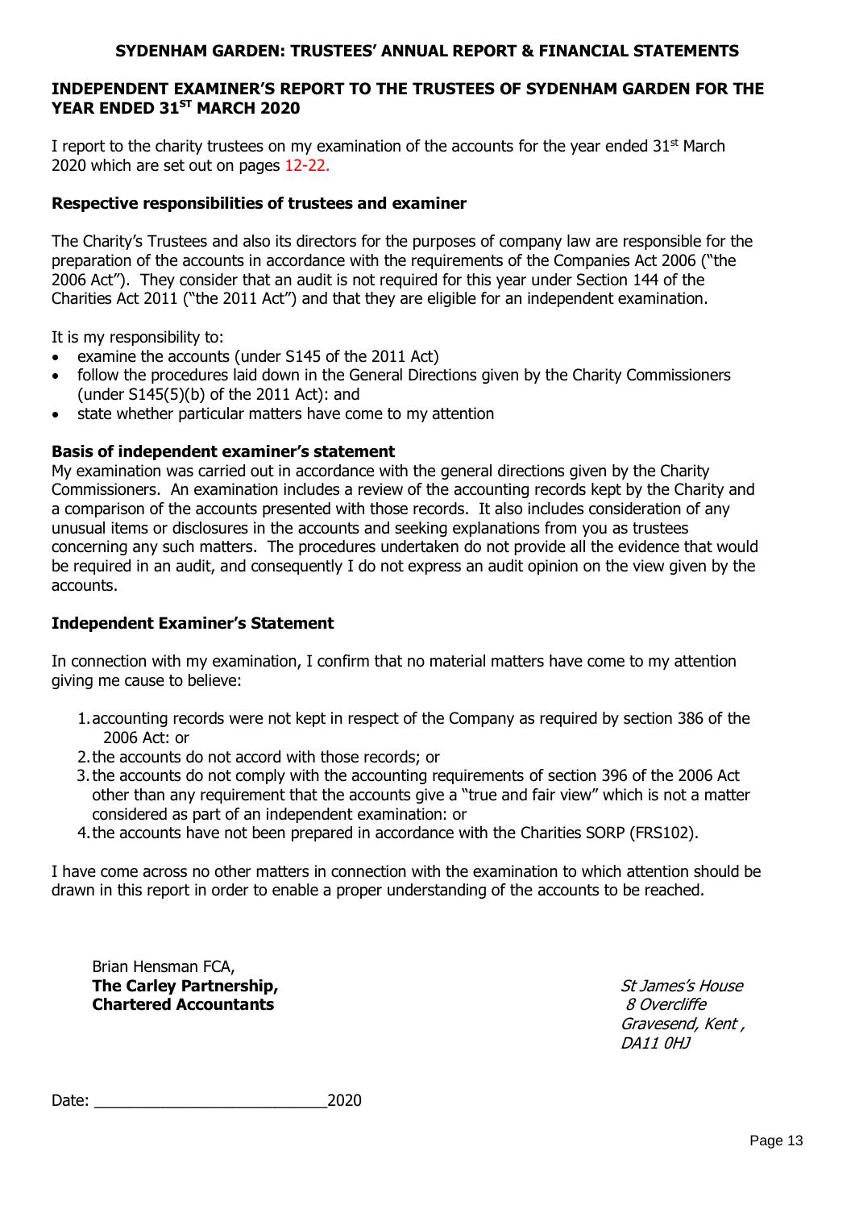## INDEPENDENT EXAMINER'S REPORT TO THE TRUSTEES OF SYDENHAM GARDEN FOR THE YEAR ENDED 31ST MARCH 2020

I report to the charity trustees on my examination of the accounts for the year ended 31st March 2020 which are set out on pages 12-22.

### Respective responsibilities of trustees and examiner

The Charity's Trustees and also its directors for the purposes of company law are responsible for the preparation of the accounts in accordance with the requirements of the Companies Act 2006 ("the 2006 Act"). They consider that an audit is not required for this year under Section 144 of the Charities Act 2011 ("the 2011 Act") and that they are eligible for an independent examination.

It is my responsibility to:

- examine the accounts (under S145 of the 2011 Act)
- follow the procedures laid down in the General Directions given by the Charity Commissioners (under S145(5)(b) of the 2011 Act): and
- state whether particular matters have come to my attention

### Basis of independent examiner's statement

My examination was carried out in accordance with the general directions given by the Charity Commissioners. An examination includes a review of the accounting records kept by the Charity and a comparison of the accounts presented with those records. It also includes consideration of any unusual items or disclosures in the accounts and seeking explanations from you as trustees concerning any such matters. The procedures undertaken do not provide all the evidence that would be required in an audit, and consequently I do not express an audit opinion on the view given by the accounts.

### Independent Examiner's Statement

In connection with my examination, I confirm that no material matters have come to my attention giving me cause to believe:

1. accounting records were not kept in respect of the Company as required by section 386 of the 2006 Act: or
2. the accounts do not accord with those records; or
3. the accounts do not comply with the accounting requirements of section 396 of the 2006 Act other than any requirement that the accounts give a "true and fair view" which is not a matter considered as part of an independent examination: or
4. the accounts have not been prepared in accordance with the Charities SORP (FRS102).

I have come across no other matters in connection with the examination to which attention should be drawn in this report in order to enable a proper understanding of the accounts to be reached.

Brian Hensman FCA,
**The Carley Partnership,**
**Chartered Accountants**

*St James's House*
*8 Overcliffe*
*Gravesend, Kent ,*
*DA11 0HJ*

Date: ___________________________2020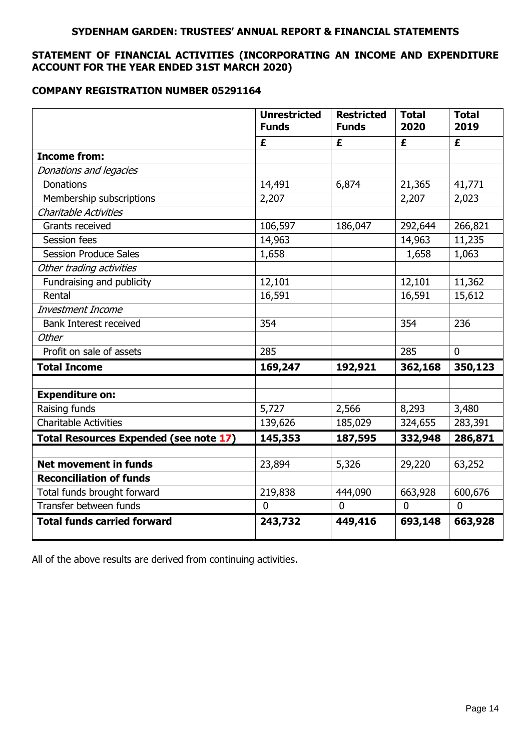**SYDENHAM GARDEN: TRUSTEES' ANNUAL REPORT & FINANCIAL STATEMENTS**

## STATEMENT OF FINANCIAL ACTIVITIES (INCORPORATING AN INCOME AND EXPENDITURE ACCOUNT FOR THE YEAR ENDED 31ST MARCH 2020)

**COMPANY REGISTRATION NUMBER 05291164**

| | Unrestricted Funds | Restricted Funds | Total 2020 | Total 2019 |
|---|---|---|---|---|
| | £ | £ | £ | £ |
| **Income from:** | | | | |
| *Donations and legacies* | | | | |
| Donations | 14,491 | 6,874 | 21,365 | 41,771 |
| Membership subscriptions | 2,207 | | 2,207 | 2,023 |
| *Charitable Activities* | | | | |
| Grants received | 106,597 | 186,047 | 292,644 | 266,821 |
| Session fees | 14,963 | | 14,963 | 11,235 |
| Session Produce Sales | 1,658 | | 1,658 | 1,063 |
| *Other trading activities* | | | | |
| Fundraising and publicity | 12,101 | | 12,101 | 11,362 |
| Rental | 16,591 | | 16,591 | 15,612 |
| *Investment Income* | | | | |
| Bank Interest received | 354 | | 354 | 236 |
| *Other* | | | | |
| Profit on sale of assets | 285 | | 285 | 0 |
| **Total Income** | **169,247** | **192,921** | **362,168** | **350,123** |
| | | | | |
| **Expenditure on:** | | | | |
| Raising funds | 5,727 | 2,566 | 8,293 | 3,480 |
| Charitable Activities | 139,626 | 185,029 | 324,655 | 283,391 |
| **Total Resources Expended (see note 17)** | **145,353** | **187,595** | **332,948** | **286,871** |
| | | | | |
| **Net movement in funds** | 23,894 | 5,326 | 29,220 | 63,252 |
| **Reconciliation of funds** | | | | |
| Total funds brought forward | 219,838 | 444,090 | 663,928 | 600,676 |
| Transfer between funds | 0 | 0 | 0 | 0 |
| **Total funds carried forward** | **243,732** | **449,416** | **693,148** | **663,928** |

All of the above results are derived from continuing activities.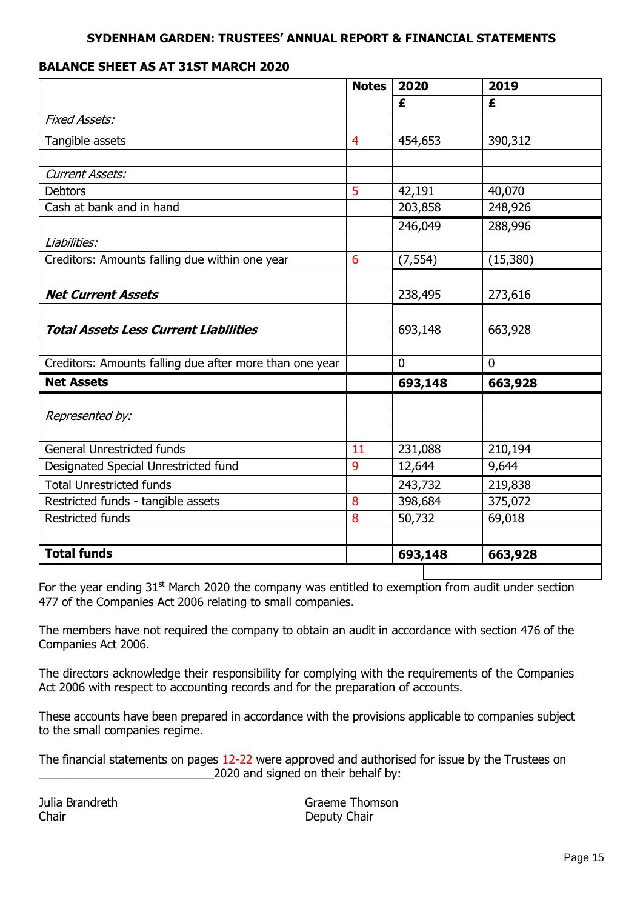## BALANCE SHEET AS AT 31ST MARCH 2020

| | Notes | 2020 | 2019 |
|---|---|---|---|
| | | **£** | **£** |
| *Fixed Assets:* | | | |
| Tangible assets | 4 | 454,653 | 390,312 |
| | | | |
| *Current Assets:* | | | |
| Debtors | 5 | 42,191 | 40,070 |
| Cash at bank and in hand | | 203,858 | 248,926 |
| | | 246,049 | 288,996 |
| *Liabilities:* | | | |
| Creditors: Amounts falling due within one year | 6 | (7,554) | (15,380) |
| | | | |
| ***Net Current Assets*** | | 238,495 | 273,616 |
| | | | |
| ***Total Assets Less Current Liabilities*** | | 693,148 | 663,928 |
| | | | |
| Creditors: Amounts falling due after more than one year | | 0 | 0 |
| **Net Assets** | | **693,148** | **663,928** |
| | | | |
| *Represented by:* | | | |
| | | | |
| General Unrestricted funds | 11 | 231,088 | 210,194 |
| Designated Special Unrestricted fund | 9 | 12,644 | 9,644 |
| Total Unrestricted funds | | 243,732 | 219,838 |
| Restricted funds - tangible assets | 8 | 398,684 | 375,072 |
| Restricted funds | 8 | 50,732 | 69,018 |
| | | | |
| **Total funds** | | **693,148** | **663,928** |

For the year ending 31st March 2020 the company was entitled to exemption from audit under section 477 of the Companies Act 2006 relating to small companies.

The members have not required the company to obtain an audit in accordance with section 476 of the Companies Act 2006.

The directors acknowledge their responsibility for complying with the requirements of the Companies Act 2006 with respect to accounting records and for the preparation of accounts.

These accounts have been prepared in accordance with the provisions applicable to companies subject to the small companies regime.

The financial statements on pages 12-22 were approved and authorised for issue by the Trustees on ____________________________2020 and signed on their behalf by:

Julia Brandreth
Chair

Graeme Thomson
Deputy Chair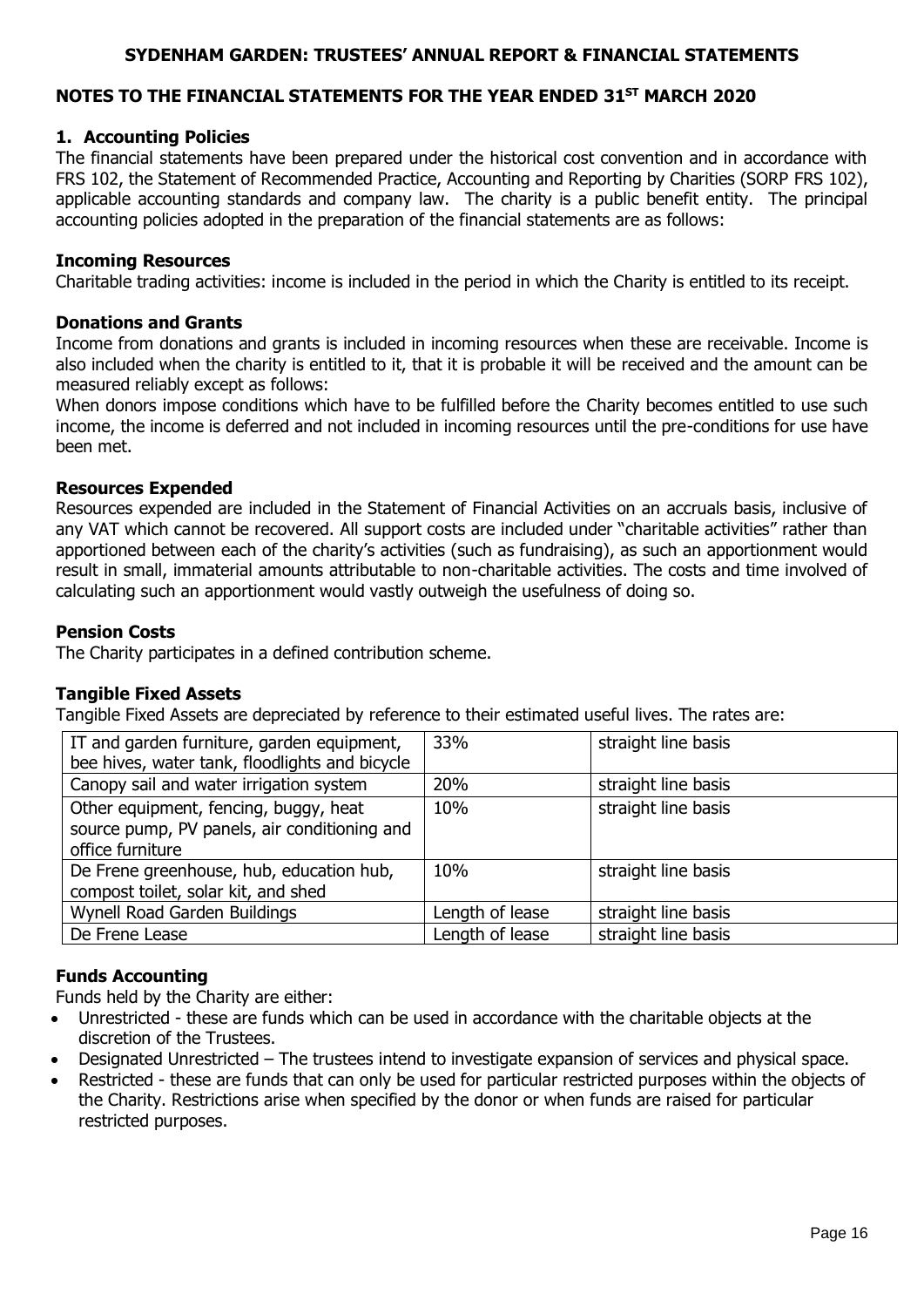## NOTES TO THE FINANCIAL STATEMENTS FOR THE YEAR ENDED 31ST MARCH 2020

### 1. Accounting Policies

The financial statements have been prepared under the historical cost convention and in accordance with FRS 102, the Statement of Recommended Practice, Accounting and Reporting by Charities (SORP FRS 102), applicable accounting standards and company law. The charity is a public benefit entity. The principal accounting policies adopted in the preparation of the financial statements are as follows:

#### Incoming Resources

Charitable trading activities: income is included in the period in which the Charity is entitled to its receipt.

#### Donations and Grants

Income from donations and grants is included in incoming resources when these are receivable. Income is also included when the charity is entitled to it, that it is probable it will be received and the amount can be measured reliably except as follows:

When donors impose conditions which have to be fulfilled before the Charity becomes entitled to use such income, the income is deferred and not included in incoming resources until the pre-conditions for use have been met.

#### Resources Expended

Resources expended are included in the Statement of Financial Activities on an accruals basis, inclusive of any VAT which cannot be recovered. All support costs are included under "charitable activities" rather than apportioned between each of the charity's activities (such as fundraising), as such an apportionment would result in small, immaterial amounts attributable to non-charitable activities. The costs and time involved of calculating such an apportionment would vastly outweigh the usefulness of doing so.

#### Pension Costs

The Charity participates in a defined contribution scheme.

#### Tangible Fixed Assets

Tangible Fixed Assets are depreciated by reference to their estimated useful lives. The rates are:

| | | |
|---|---|---|
| IT and garden furniture, garden equipment, bee hives, water tank, floodlights and bicycle | 33% | straight line basis |
| Canopy sail and water irrigation system | 20% | straight line basis |
| Other equipment, fencing, buggy, heat source pump, PV panels, air conditioning and office furniture | 10% | straight line basis |
| De Frene greenhouse, hub, education hub, compost toilet, solar kit, and shed | 10% | straight line basis |
| Wynell Road Garden Buildings | Length of lease | straight line basis |
| De Frene Lease | Length of lease | straight line basis |

#### Funds Accounting

Funds held by the Charity are either:

- Unrestricted - these are funds which can be used in accordance with the charitable objects at the discretion of the Trustees.
- Designated Unrestricted – The trustees intend to investigate expansion of services and physical space.
- Restricted - these are funds that can only be used for particular restricted purposes within the objects of the Charity. Restrictions arise when specified by the donor or when funds are raised for particular restricted purposes.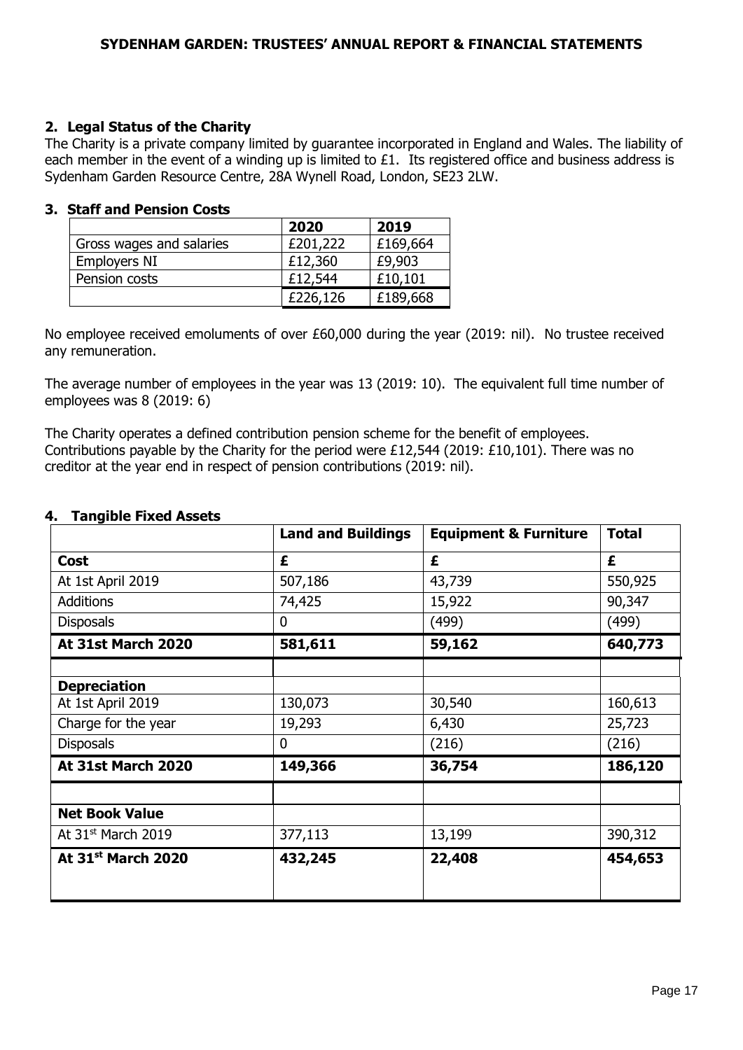## 2. Legal Status of the Charity

The Charity is a private company limited by guarantee incorporated in England and Wales. The liability of each member in the event of a winding up is limited to £1. Its registered office and business address is Sydenham Garden Resource Centre, 28A Wynell Road, London, SE23 2LW.

## 3. Staff and Pension Costs

| | 2020 | 2019 |
|---|---|---|
| Gross wages and salaries | £201,222 | £169,664 |
| Employers NI | £12,360 | £9,903 |
| Pension costs | £12,544 | £10,101 |
| | £226,126 | £189,668 |

No employee received emoluments of over £60,000 during the year (2019: nil). No trustee received any remuneration.

The average number of employees in the year was 13 (2019: 10). The equivalent full time number of employees was 8 (2019: 6)

The Charity operates a defined contribution pension scheme for the benefit of employees. Contributions payable by the Charity for the period were £12,544 (2019: £10,101). There was no creditor at the year end in respect of pension contributions (2019: nil).

## 4. Tangible Fixed Assets

| | Land and Buildings | Equipment & Furniture | Total |
|---|---|---|---|
| **Cost** | **£** | **£** | **£** |
| At 1st April 2019 | 507,186 | 43,739 | 550,925 |
| Additions | 74,425 | 15,922 | 90,347 |
| Disposals | 0 | (499) | (499) |
| **At 31st March 2020** | **581,611** | **59,162** | **640,773** |
| | | | |
| **Depreciation** | | | |
| At 1st April 2019 | 130,073 | 30,540 | 160,613 |
| Charge for the year | 19,293 | 6,430 | 25,723 |
| Disposals | 0 | (216) | (216) |
| **At 31st March 2020** | **149,366** | **36,754** | **186,120** |
| | | | |
| **Net Book Value** | | | |
| At 31st March 2019 | 377,113 | 13,199 | 390,312 |
| **At 31st March 2020** | **432,245** | **22,408** | **454,653** |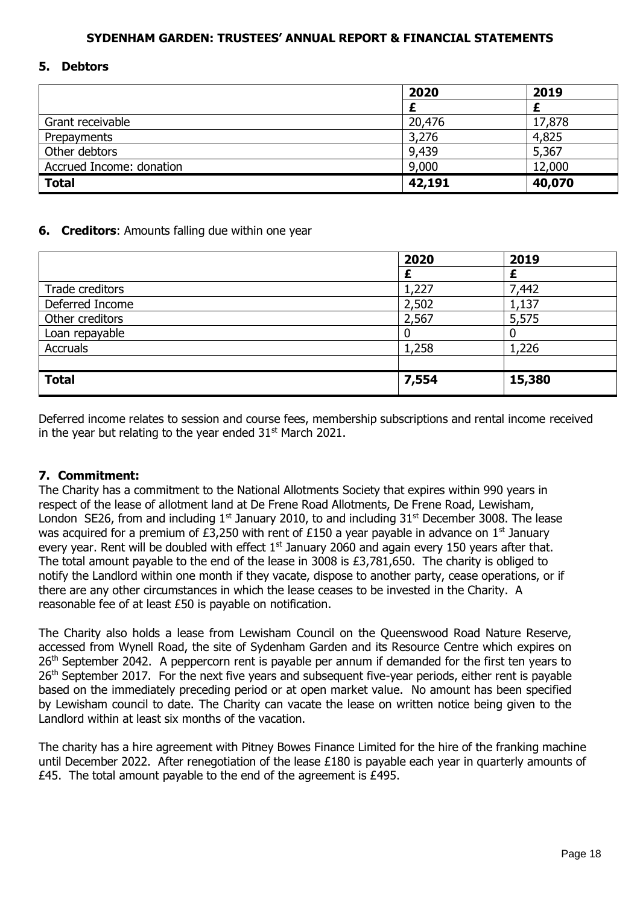## 5. Debtors

| | 2020 | 2019 |
|---|---|---|
| | £ | £ |
| Grant receivable | 20,476 | 17,878 |
| Prepayments | 3,276 | 4,825 |
| Other debtors | 9,439 | 5,367 |
| Accrued Income: donation | 9,000 | 12,000 |
| **Total** | **42,191** | **40,070** |

## 6. Creditors: Amounts falling due within one year

| | 2020 | 2019 |
|---|---|---|
| | £ | £ |
| Trade creditors | 1,227 | 7,442 |
| Deferred Income | 2,502 | 1,137 |
| Other creditors | 2,567 | 5,575 |
| Loan repayable | 0 | 0 |
| Accruals | 1,258 | 1,226 |
| | | |
| **Total** | **7,554** | **15,380** |

Deferred income relates to session and course fees, membership subscriptions and rental income received in the year but relating to the year ended 31st March 2021.

## 7. Commitment:

The Charity has a commitment to the National Allotments Society that expires within 990 years in respect of the lease of allotment land at De Frene Road Allotments, De Frene Road, Lewisham, London SE26, from and including 1st January 2010, to and including 31st December 3008. The lease was acquired for a premium of £3,250 with rent of £150 a year payable in advance on 1st January every year. Rent will be doubled with effect 1st January 2060 and again every 150 years after that. The total amount payable to the end of the lease in 3008 is £3,781,650. The charity is obliged to notify the Landlord within one month if they vacate, dispose to another party, cease operations, or if there are any other circumstances in which the lease ceases to be invested in the Charity. A reasonable fee of at least £50 is payable on notification.

The Charity also holds a lease from Lewisham Council on the Queenswood Road Nature Reserve, accessed from Wynell Road, the site of Sydenham Garden and its Resource Centre which expires on 26th September 2042. A peppercorn rent is payable per annum if demanded for the first ten years to 26th September 2017. For the next five years and subsequent five-year periods, either rent is payable based on the immediately preceding period or at open market value. No amount has been specified by Lewisham council to date. The Charity can vacate the lease on written notice being given to the Landlord within at least six months of the vacation.

The charity has a hire agreement with Pitney Bowes Finance Limited for the hire of the franking machine until December 2022. After renegotiation of the lease £180 is payable each year in quarterly amounts of £45. The total amount payable to the end of the agreement is £495.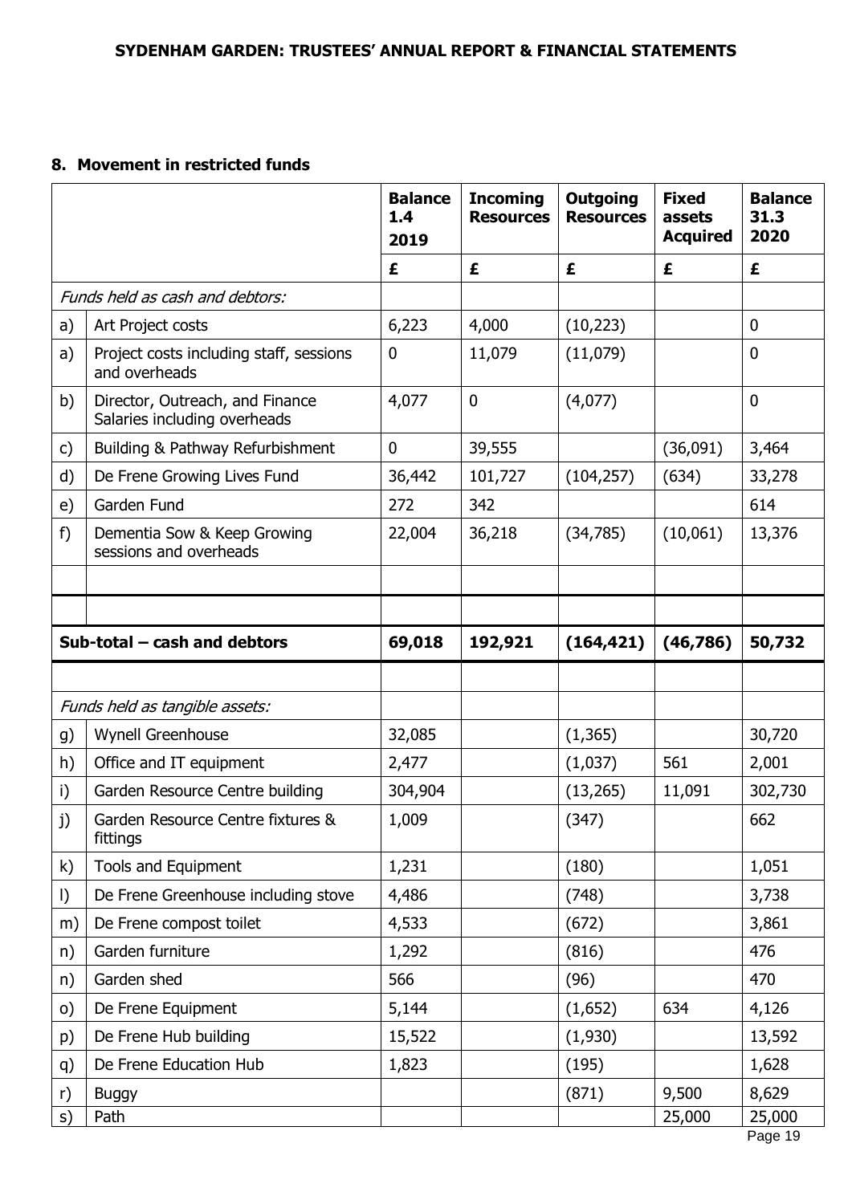## 8. Movement in restricted funds

| | | Balance 1.4 2019 | Incoming Resources | Outgoing Resources | Fixed assets Acquired | Balance 31.3 2020 |
|---|---|---|---|---|---|---|
| | | £ | £ | £ | £ | £ |
| *Funds held as cash and debtors:* | | | | | | |
| a) | Art Project costs | 6,223 | 4,000 | (10,223) | | 0 |
| a) | Project costs including staff, sessions and overheads | 0 | 11,079 | (11,079) | | 0 |
| b) | Director, Outreach, and Finance Salaries including overheads | 4,077 | 0 | (4,077) | | 0 |
| c) | Building & Pathway Refurbishment | 0 | 39,555 | | (36,091) | 3,464 |
| d) | De Frene Growing Lives Fund | 36,442 | 101,727 | (104,257) | (634) | 33,278 |
| e) | Garden Fund | 272 | 342 | | | 614 |
| f) | Dementia Sow & Keep Growing sessions and overheads | 22,004 | 36,218 | (34,785) | (10,061) | 13,376 |
| | | | | | | |
| | | | | | | |
| **Sub-total – cash and debtors** | | **69,018** | **192,921** | **(164,421)** | **(46,786)** | **50,732** |
| | | | | | | |
| *Funds held as tangible assets:* | | | | | | |
| g) | Wynell Greenhouse | 32,085 | | (1,365) | | 30,720 |
| h) | Office and IT equipment | 2,477 | | (1,037) | 561 | 2,001 |
| i) | Garden Resource Centre building | 304,904 | | (13,265) | 11,091 | 302,730 |
| j) | Garden Resource Centre fixtures & fittings | 1,009 | | (347) | | 662 |
| k) | Tools and Equipment | 1,231 | | (180) | | 1,051 |
| l) | De Frene Greenhouse including stove | 4,486 | | (748) | | 3,738 |
| m) | De Frene compost toilet | 4,533 | | (672) | | 3,861 |
| n) | Garden furniture | 1,292 | | (816) | | 476 |
| n) | Garden shed | 566 | | (96) | | 470 |
| o) | De Frene Equipment | 5,144 | | (1,652) | 634 | 4,126 |
| p) | De Frene Hub building | 15,522 | | (1,930) | | 13,592 |
| q) | De Frene Education Hub | 1,823 | | (195) | | 1,628 |
| r) | Buggy | | | (871) | 9,500 | 8,629 |
| s) | Path | | | | 25,000 | 25,000 |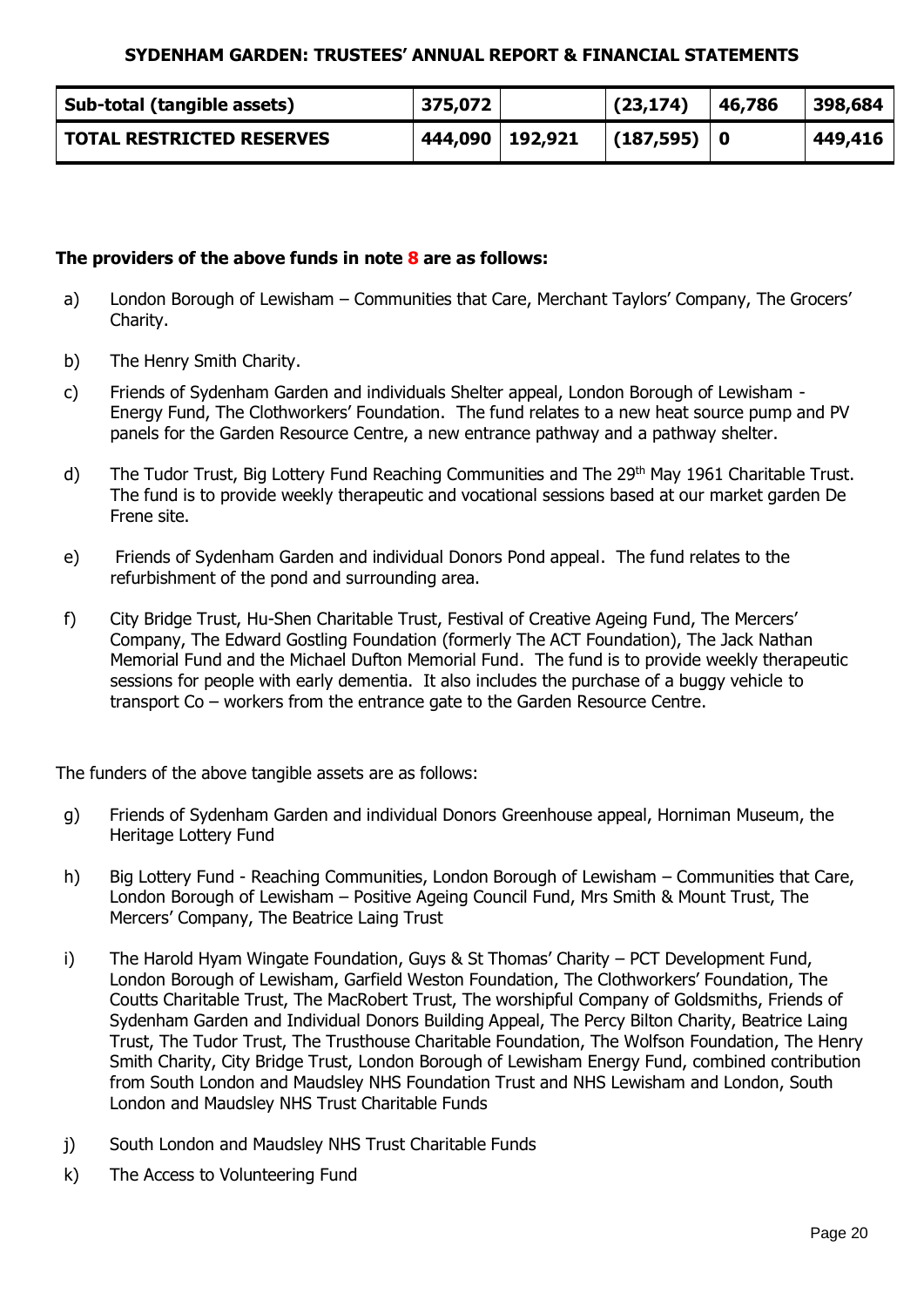| Sub-total (tangible assets) | 375,072 | | (23,174) | 46,786 | 398,684 |
|---|---|---|---|---|---|
| **TOTAL RESTRICTED RESERVES** | **444,090** | **192,921** | **(187,595)** | **0** | **449,416** |

**The providers of the above funds in note 8 are as follows:**

a) London Borough of Lewisham – Communities that Care, Merchant Taylors' Company, The Grocers' Charity.

b) The Henry Smith Charity.

c) Friends of Sydenham Garden and individuals Shelter appeal, London Borough of Lewisham - Energy Fund, The Clothworkers' Foundation. The fund relates to a new heat source pump and PV panels for the Garden Resource Centre, a new entrance pathway and a pathway shelter.

d) The Tudor Trust, Big Lottery Fund Reaching Communities and The 29th May 1961 Charitable Trust. The fund is to provide weekly therapeutic and vocational sessions based at our market garden De Frene site.

e) Friends of Sydenham Garden and individual Donors Pond appeal. The fund relates to the refurbishment of the pond and surrounding area.

f) City Bridge Trust, Hu-Shen Charitable Trust, Festival of Creative Ageing Fund, The Mercers' Company, The Edward Gostling Foundation (formerly The ACT Foundation), The Jack Nathan Memorial Fund and the Michael Dufton Memorial Fund. The fund is to provide weekly therapeutic sessions for people with early dementia. It also includes the purchase of a buggy vehicle to transport Co – workers from the entrance gate to the Garden Resource Centre.

The funders of the above tangible assets are as follows:

g) Friends of Sydenham Garden and individual Donors Greenhouse appeal, Horniman Museum, the Heritage Lottery Fund

h) Big Lottery Fund - Reaching Communities, London Borough of Lewisham – Communities that Care, London Borough of Lewisham – Positive Ageing Council Fund, Mrs Smith & Mount Trust, The Mercers' Company, The Beatrice Laing Trust

i) The Harold Hyam Wingate Foundation, Guys & St Thomas' Charity – PCT Development Fund, London Borough of Lewisham, Garfield Weston Foundation, The Clothworkers' Foundation, The Coutts Charitable Trust, The MacRobert Trust, The worshipful Company of Goldsmiths, Friends of Sydenham Garden and Individual Donors Building Appeal, The Percy Bilton Charity, Beatrice Laing Trust, The Tudor Trust, The Trusthouse Charitable Foundation, The Wolfson Foundation, The Henry Smith Charity, City Bridge Trust, London Borough of Lewisham Energy Fund, combined contribution from South London and Maudsley NHS Foundation Trust and NHS Lewisham and London, South London and Maudsley NHS Trust Charitable Funds

j) South London and Maudsley NHS Trust Charitable Funds

k) The Access to Volunteering Fund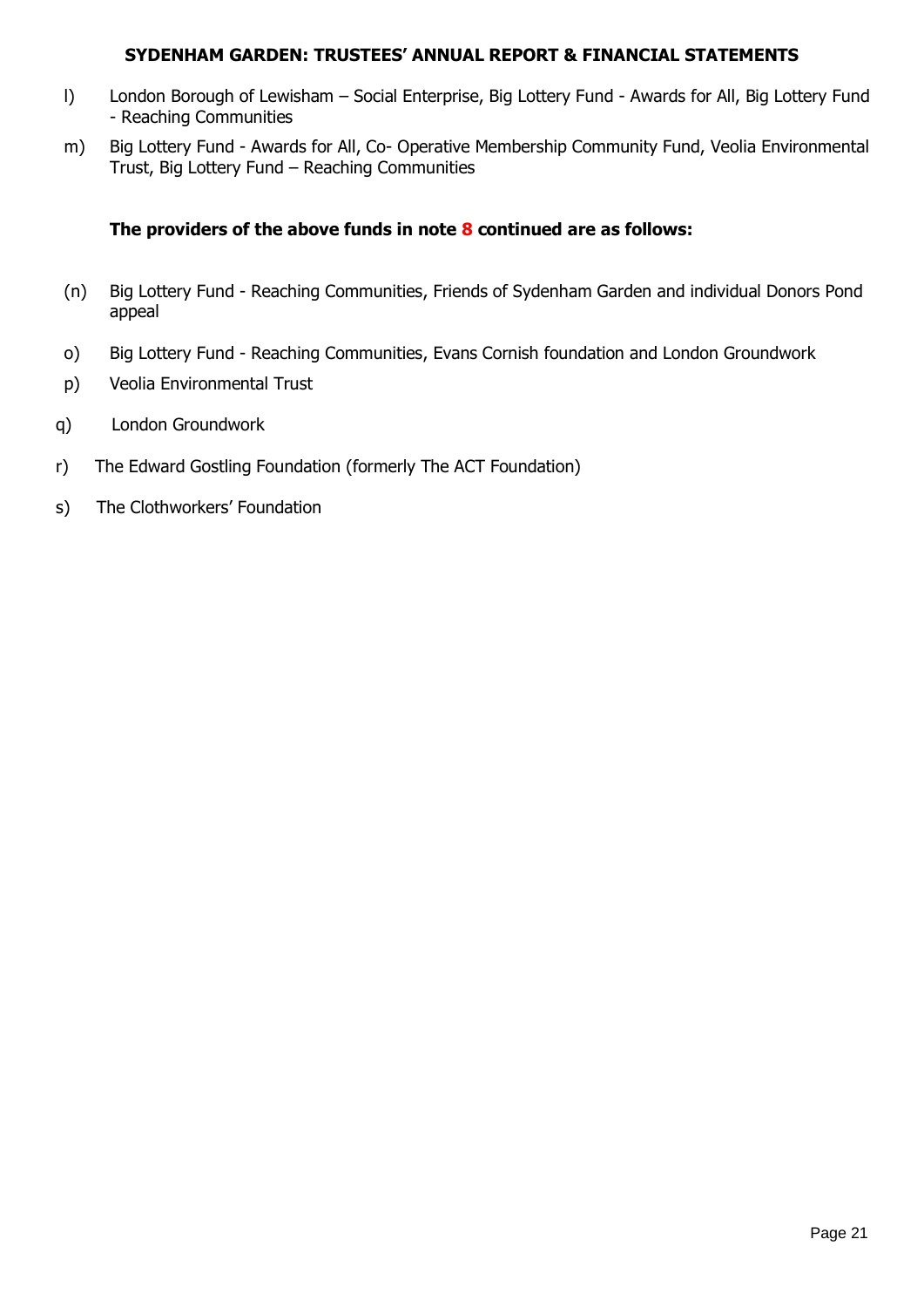l) London Borough of Lewisham – Social Enterprise, Big Lottery Fund - Awards for All, Big Lottery Fund - Reaching Communities

m) Big Lottery Fund - Awards for All, Co- Operative Membership Community Fund, Veolia Environmental Trust, Big Lottery Fund – Reaching Communities

**The providers of the above funds in note 8 continued are as follows:**

(n) Big Lottery Fund - Reaching Communities, Friends of Sydenham Garden and individual Donors Pond appeal

o) Big Lottery Fund - Reaching Communities, Evans Cornish foundation and London Groundwork

p) Veolia Environmental Trust

q) London Groundwork

r) The Edward Gostling Foundation (formerly The ACT Foundation)

s) The Clothworkers' Foundation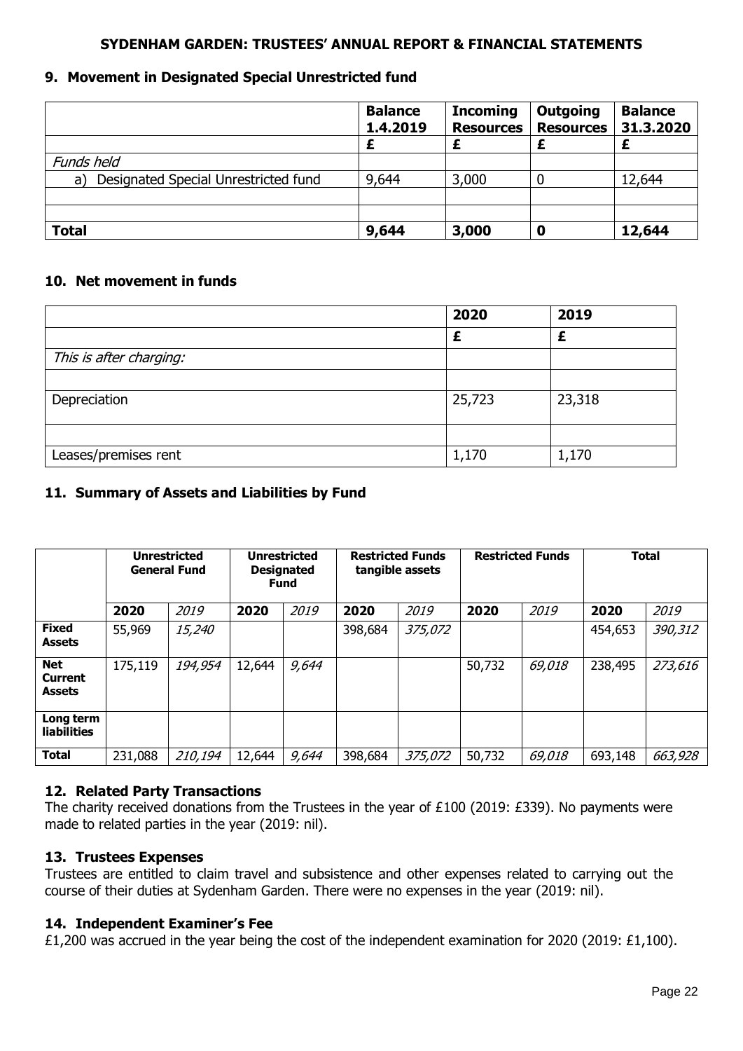## 9. Movement in Designated Special Unrestricted fund

| | Balance 1.4.2019 | Incoming Resources | Outgoing Resources | Balance 31.3.2020 |
|---|---|---|---|---|
| | £ | £ | £ | £ |
| *Funds held* | | | | |
| a) Designated Special Unrestricted fund | 9,644 | 3,000 | 0 | 12,644 |
| | | | | |
| | | | | |
| **Total** | **9,644** | **3,000** | **0** | **12,644** |

## 10. Net movement in funds

| | 2020 | 2019 |
|---|---|---|
| | £ | £ |
| *This is after charging:* | | |
| | | |
| Depreciation | 25,723 | 23,318 |
| | | |
| Leases/premises rent | 1,170 | 1,170 |

## 11. Summary of Assets and Liabilities by Fund

| | Unrestricted General Fund | | Unrestricted Designated Fund | | Restricted Funds tangible assets | | Restricted Funds | | Total | |
|---|---|---|---|---|---|---|---|---|---|---|
| | **2020** | *2019* | **2020** | *2019* | **2020** | *2019* | **2020** | *2019* | **2020** | *2019* |
| **Fixed Assets** | 55,969 | *15,240* | | | 398,684 | *375,072* | | | 454,653 | *390,312* |
| **Net Current Assets** | 175,119 | *194,954* | 12,644 | *9,644* | | | 50,732 | *69,018* | 238,495 | *273,616* |
| **Long term liabilities** | | | | | | | | | | |
| **Total** | 231,088 | *210,194* | 12,644 | *9,644* | 398,684 | *375,072* | 50,732 | *69,018* | 693,148 | *663,928* |

## 12. Related Party Transactions

The charity received donations from the Trustees in the year of £100 (2019: £339). No payments were made to related parties in the year (2019: nil).

## 13. Trustees Expenses

Trustees are entitled to claim travel and subsistence and other expenses related to carrying out the course of their duties at Sydenham Garden. There were no expenses in the year (2019: nil).

## 14. Independent Examiner's Fee

£1,200 was accrued in the year being the cost of the independent examination for 2020 (2019: £1,100).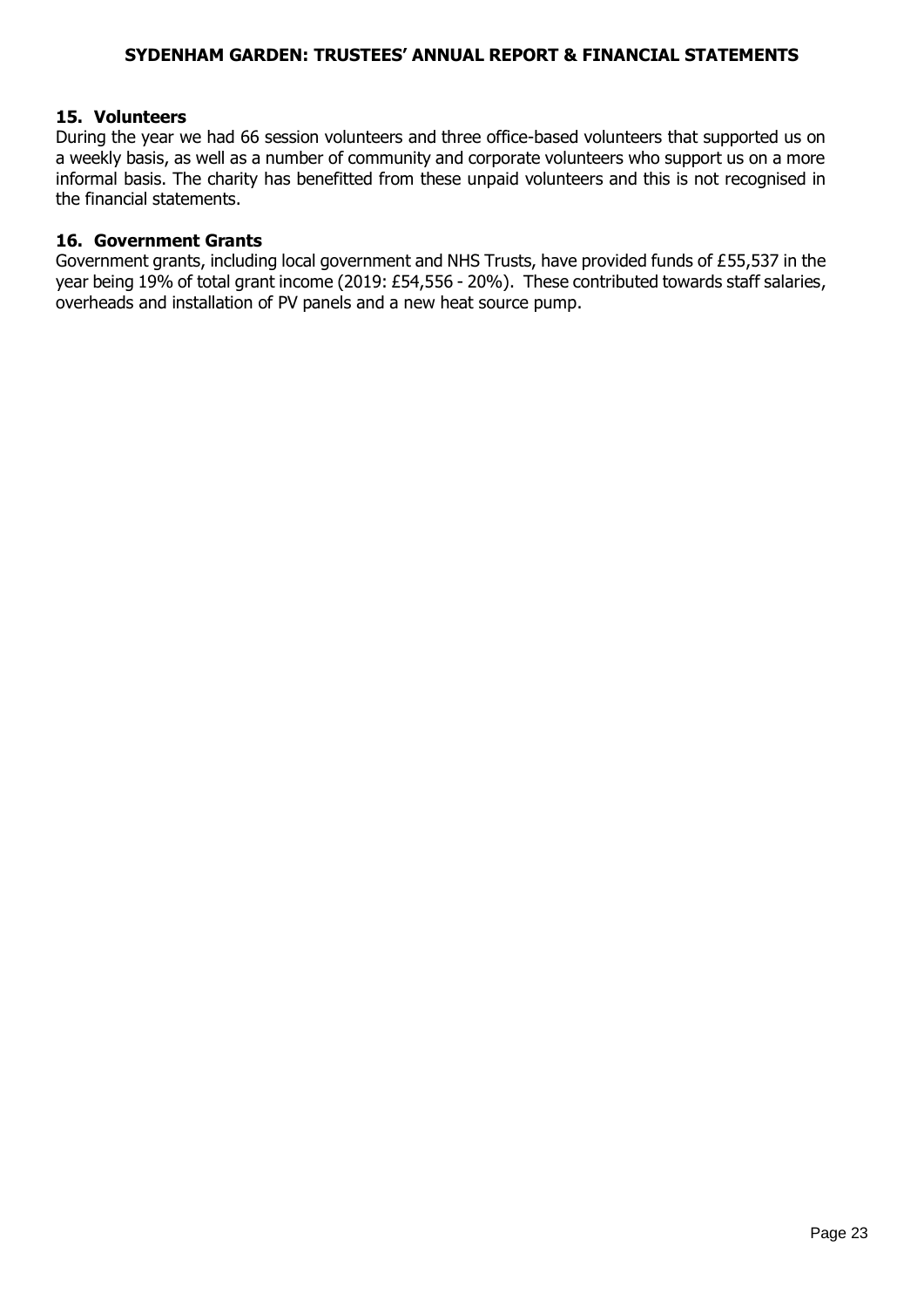## 15. Volunteers

During the year we had 66 session volunteers and three office-based volunteers that supported us on a weekly basis, as well as a number of community and corporate volunteers who support us on a more informal basis. The charity has benefitted from these unpaid volunteers and this is not recognised in the financial statements.

## 16. Government Grants

Government grants, including local government and NHS Trusts, have provided funds of £55,537 in the year being 19% of total grant income (2019: £54,556 - 20%). These contributed towards staff salaries, overheads and installation of PV panels and a new heat source pump.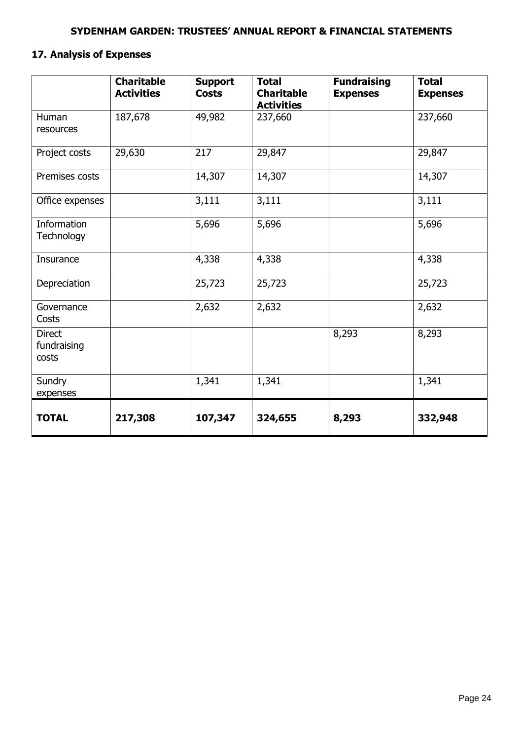## 17. Analysis of Expenses

| | Charitable Activities | Support Costs | Total Charitable Activities | Fundraising Expenses | Total Expenses |
|---|---|---|---|---|---|
| Human resources | 187,678 | 49,982 | 237,660 | | 237,660 |
| Project costs | 29,630 | 217 | 29,847 | | 29,847 |
| Premises costs | | 14,307 | 14,307 | | 14,307 |
| Office expenses | | 3,111 | 3,111 | | 3,111 |
| Information Technology | | 5,696 | 5,696 | | 5,696 |
| Insurance | | 4,338 | 4,338 | | 4,338 |
| Depreciation | | 25,723 | 25,723 | | 25,723 |
| Governance Costs | | 2,632 | 2,632 | | 2,632 |
| Direct fundraising costs | | | | 8,293 | 8,293 |
| Sundry expenses | | 1,341 | 1,341 | | 1,341 |
| **TOTAL** | **217,308** | **107,347** | **324,655** | **8,293** | **332,948** |